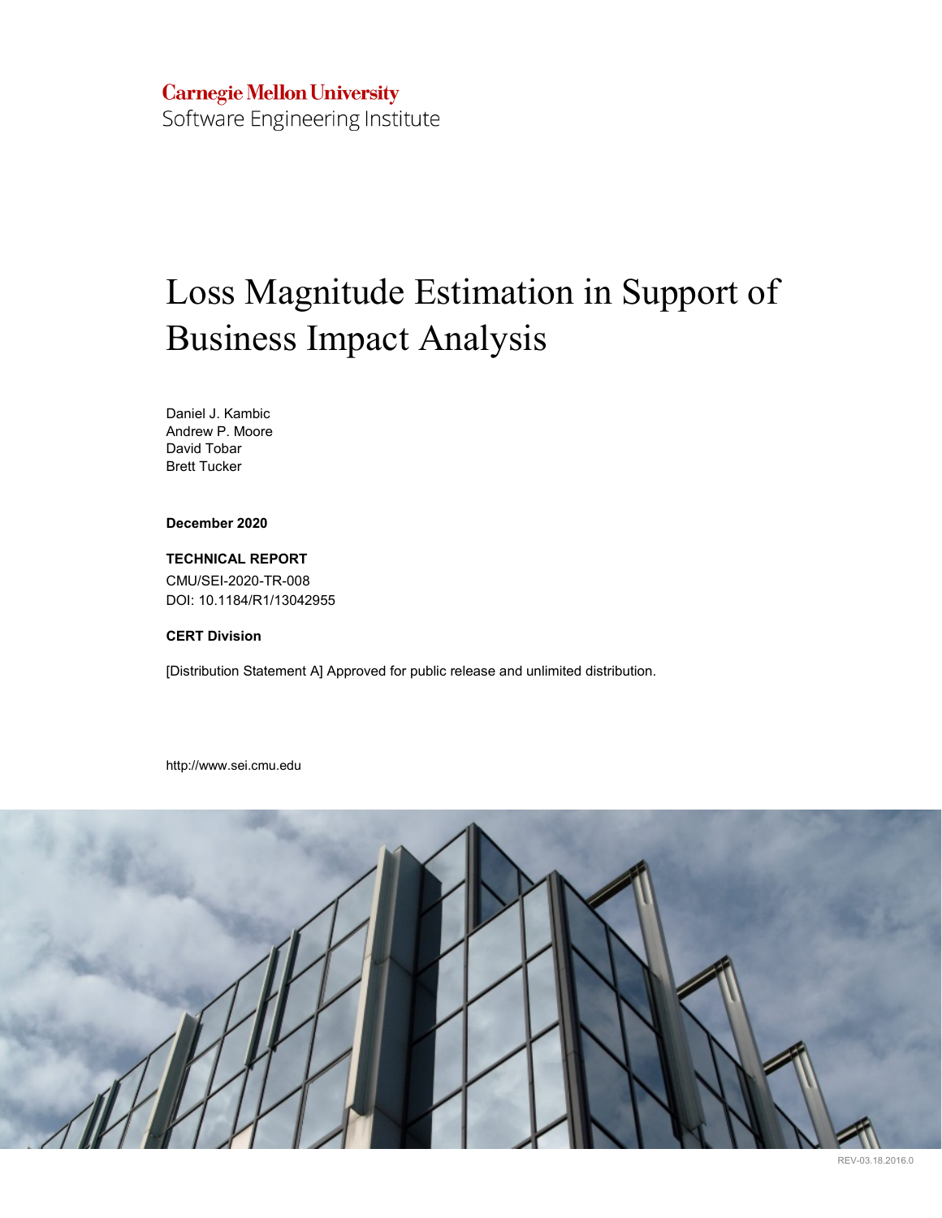Carnegie Mellon University
Software Engineering Institute

# Loss Magnitude Estimation in Support of Business Impact Analysis

Daniel J. Kambic
Andrew P. Moore
David Tobar
Brett Tucker

**December 2020**

**TECHNICAL REPORT**

CMU/SEI-2020-TR-008
DOI: 10.1184/R1/13042955

**CERT Division**

[Distribution Statement A] Approved for public release and unlimited distribution.

http://www.sei.cmu.edu

REV-03.18.2016.0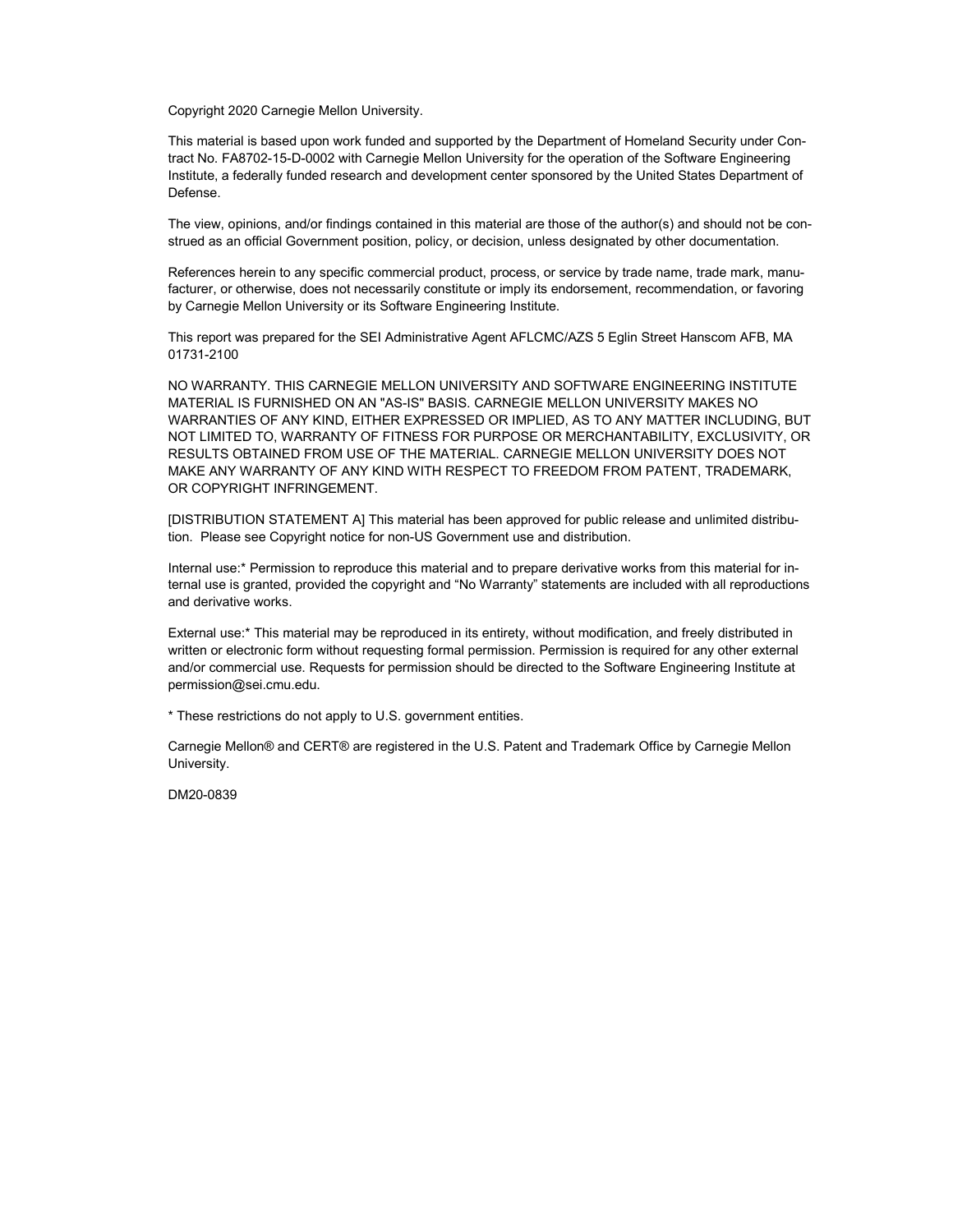Copyright 2020 Carnegie Mellon University.

This material is based upon work funded and supported by the Department of Homeland Security under Contract No. FA8702-15-D-0002 with Carnegie Mellon University for the operation of the Software Engineering Institute, a federally funded research and development center sponsored by the United States Department of Defense.

The view, opinions, and/or findings contained in this material are those of the author(s) and should not be construed as an official Government position, policy, or decision, unless designated by other documentation.

References herein to any specific commercial product, process, or service by trade name, trade mark, manufacturer, or otherwise, does not necessarily constitute or imply its endorsement, recommendation, or favoring by Carnegie Mellon University or its Software Engineering Institute.

This report was prepared for the SEI Administrative Agent AFLCMC/AZS 5 Eglin Street Hanscom AFB, MA 01731-2100

NO WARRANTY. THIS CARNEGIE MELLON UNIVERSITY AND SOFTWARE ENGINEERING INSTITUTE MATERIAL IS FURNISHED ON AN "AS-IS" BASIS. CARNEGIE MELLON UNIVERSITY MAKES NO WARRANTIES OF ANY KIND, EITHER EXPRESSED OR IMPLIED, AS TO ANY MATTER INCLUDING, BUT NOT LIMITED TO, WARRANTY OF FITNESS FOR PURPOSE OR MERCHANTABILITY, EXCLUSIVITY, OR RESULTS OBTAINED FROM USE OF THE MATERIAL. CARNEGIE MELLON UNIVERSITY DOES NOT MAKE ANY WARRANTY OF ANY KIND WITH RESPECT TO FREEDOM FROM PATENT, TRADEMARK, OR COPYRIGHT INFRINGEMENT.

[DISTRIBUTION STATEMENT A] This material has been approved for public release and unlimited distribution. Please see Copyright notice for non-US Government use and distribution.

Internal use:* Permission to reproduce this material and to prepare derivative works from this material for internal use is granted, provided the copyright and “No Warranty” statements are included with all reproductions and derivative works.

External use:* This material may be reproduced in its entirety, without modification, and freely distributed in written or electronic form without requesting formal permission. Permission is required for any other external and/or commercial use. Requests for permission should be directed to the Software Engineering Institute at permission@sei.cmu.edu.

* These restrictions do not apply to U.S. government entities.

Carnegie Mellon® and CERT® are registered in the U.S. Patent and Trademark Office by Carnegie Mellon University.

DM20-0839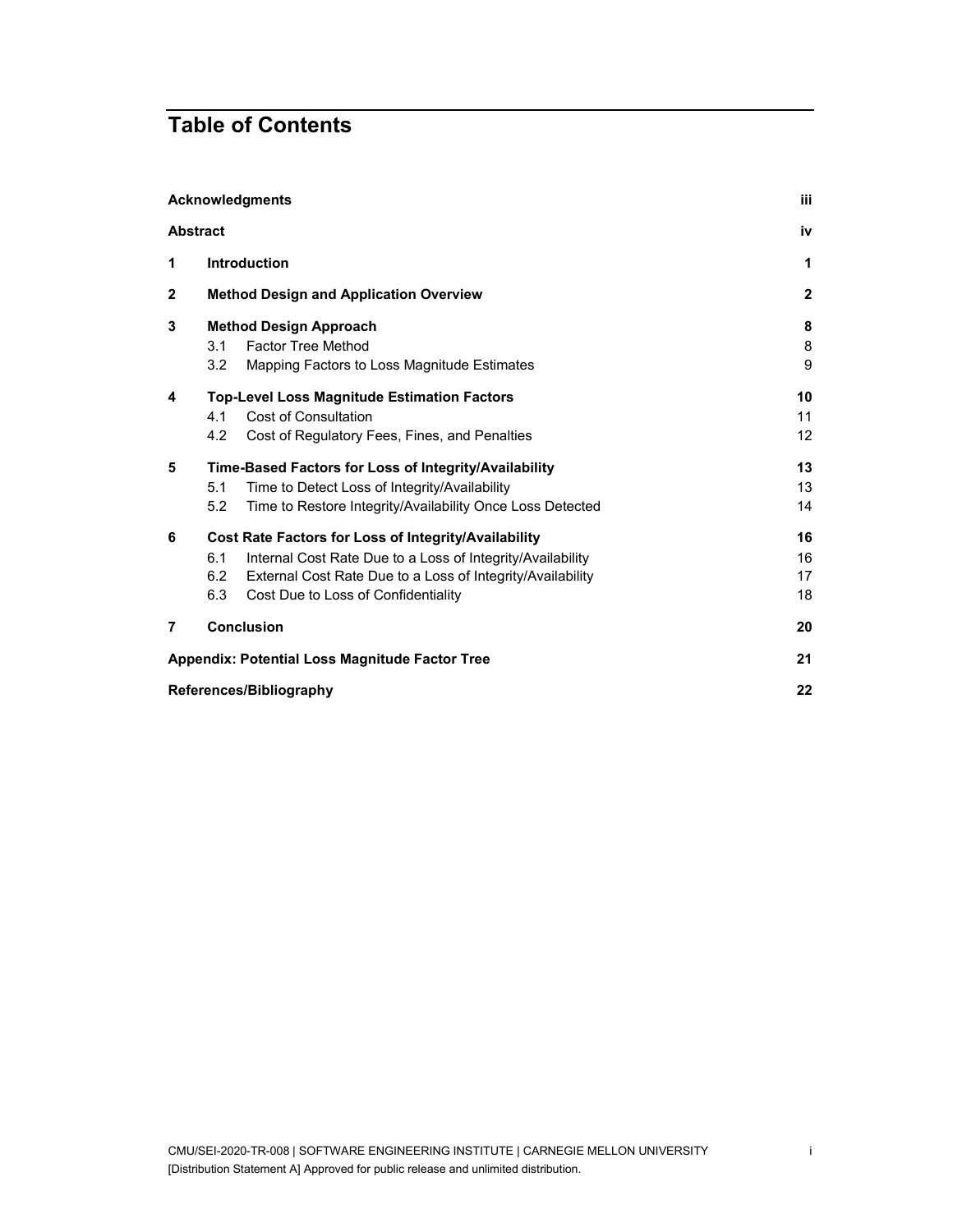# Table of Contents

| | | |
|---|---|---|
| **Acknowledgments** | | **iii** |
| **Abstract** | | **iv** |
| **1** | **Introduction** | **1** |
| **2** | **Method Design and Application Overview** | **2** |
| **3** | **Method Design Approach** | **8** |
| | 3.1 Factor Tree Method | 8 |
| | 3.2 Mapping Factors to Loss Magnitude Estimates | 9 |
| **4** | **Top-Level Loss Magnitude Estimation Factors** | **10** |
| | 4.1 Cost of Consultation | 11 |
| | 4.2 Cost of Regulatory Fees, Fines, and Penalties | 12 |
| **5** | **Time-Based Factors for Loss of Integrity/Availability** | **13** |
| | 5.1 Time to Detect Loss of Integrity/Availability | 13 |
| | 5.2 Time to Restore Integrity/Availability Once Loss Detected | 14 |
| **6** | **Cost Rate Factors for Loss of Integrity/Availability** | **16** |
| | 6.1 Internal Cost Rate Due to a Loss of Integrity/Availability | 16 |
| | 6.2 External Cost Rate Due to a Loss of Integrity/Availability | 17 |
| | 6.3 Cost Due to Loss of Confidentiality | 18 |
| **7** | **Conclusion** | **20** |
| **Appendix: Potential Loss Magnitude Factor Tree** | | **21** |
| **References/Bibliography** | | **22** |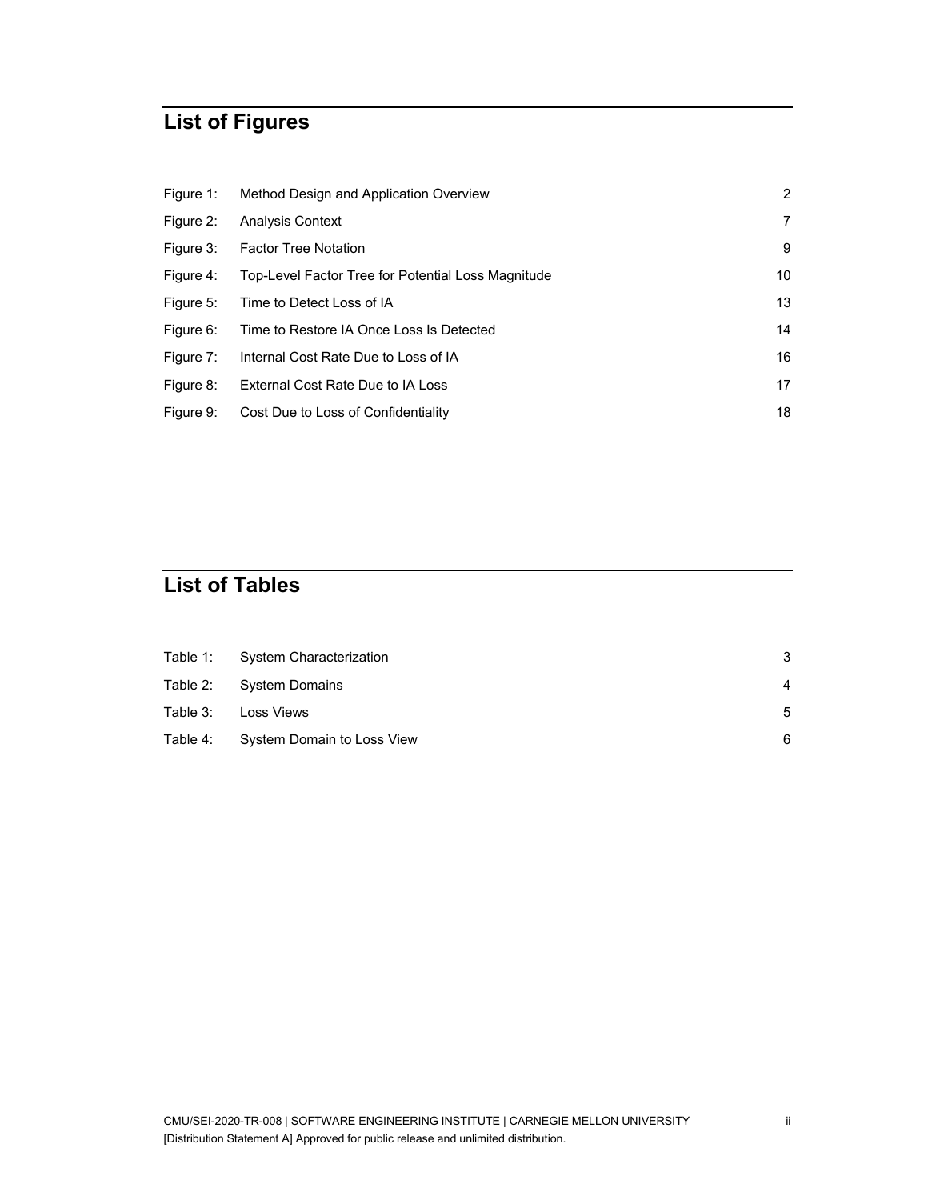# List of Figures

| | | |
|---|---|---|
| Figure 1: | Method Design and Application Overview | 2 |
| Figure 2: | Analysis Context | 7 |
| Figure 3: | Factor Tree Notation | 9 |
| Figure 4: | Top-Level Factor Tree for Potential Loss Magnitude | 10 |
| Figure 5: | Time to Detect Loss of IA | 13 |
| Figure 6: | Time to Restore IA Once Loss Is Detected | 14 |
| Figure 7: | Internal Cost Rate Due to Loss of IA | 16 |
| Figure 8: | External Cost Rate Due to IA Loss | 17 |
| Figure 9: | Cost Due to Loss of Confidentiality | 18 |

# List of Tables

| | | |
|---|---|---|
| Table 1: | System Characterization | 3 |
| Table 2: | System Domains | 4 |
| Table 3: | Loss Views | 5 |
| Table 4: | System Domain to Loss View | 6 |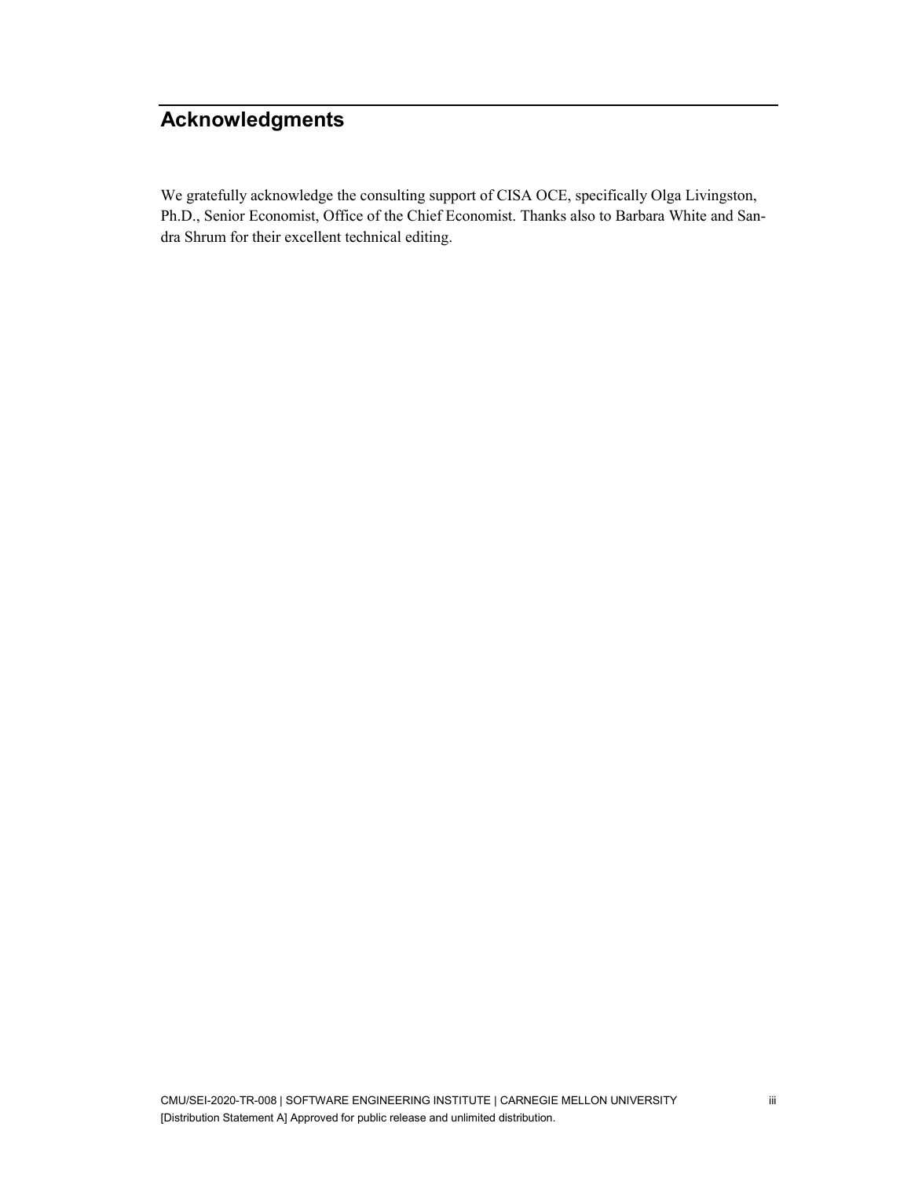# Acknowledgments

We gratefully acknowledge the consulting support of CISA OCE, specifically Olga Livingston, Ph.D., Senior Economist, Office of the Chief Economist. Thanks also to Barbara White and Sandra Shrum for their excellent technical editing.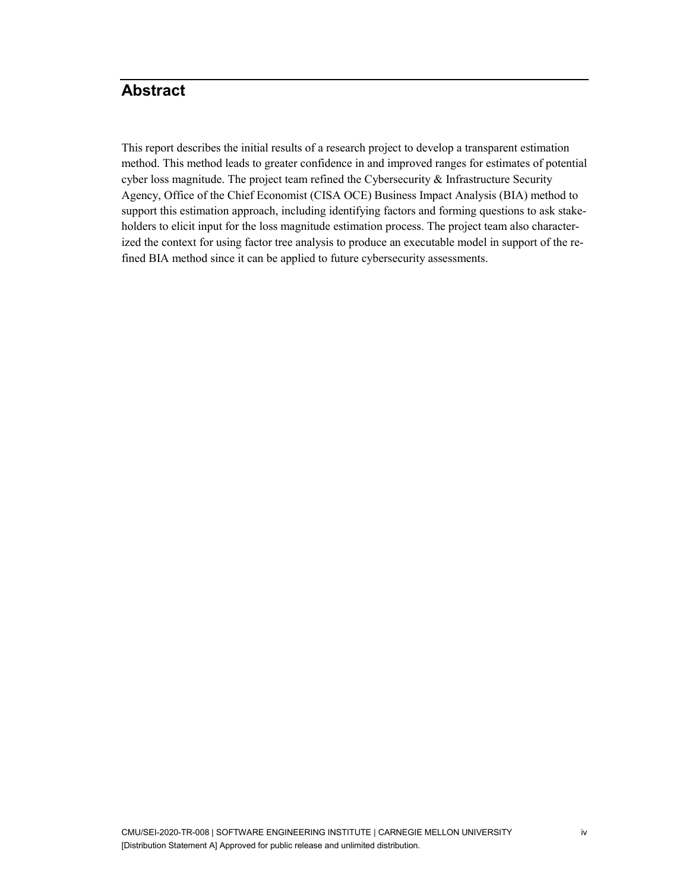# Abstract

This report describes the initial results of a research project to develop a transparent estimation method. This method leads to greater confidence in and improved ranges for estimates of potential cyber loss magnitude. The project team refined the Cybersecurity & Infrastructure Security Agency, Office of the Chief Economist (CISA OCE) Business Impact Analysis (BIA) method to support this estimation approach, including identifying factors and forming questions to ask stakeholders to elicit input for the loss magnitude estimation process. The project team also characterized the context for using factor tree analysis to produce an executable model in support of the refined BIA method since it can be applied to future cybersecurity assessments.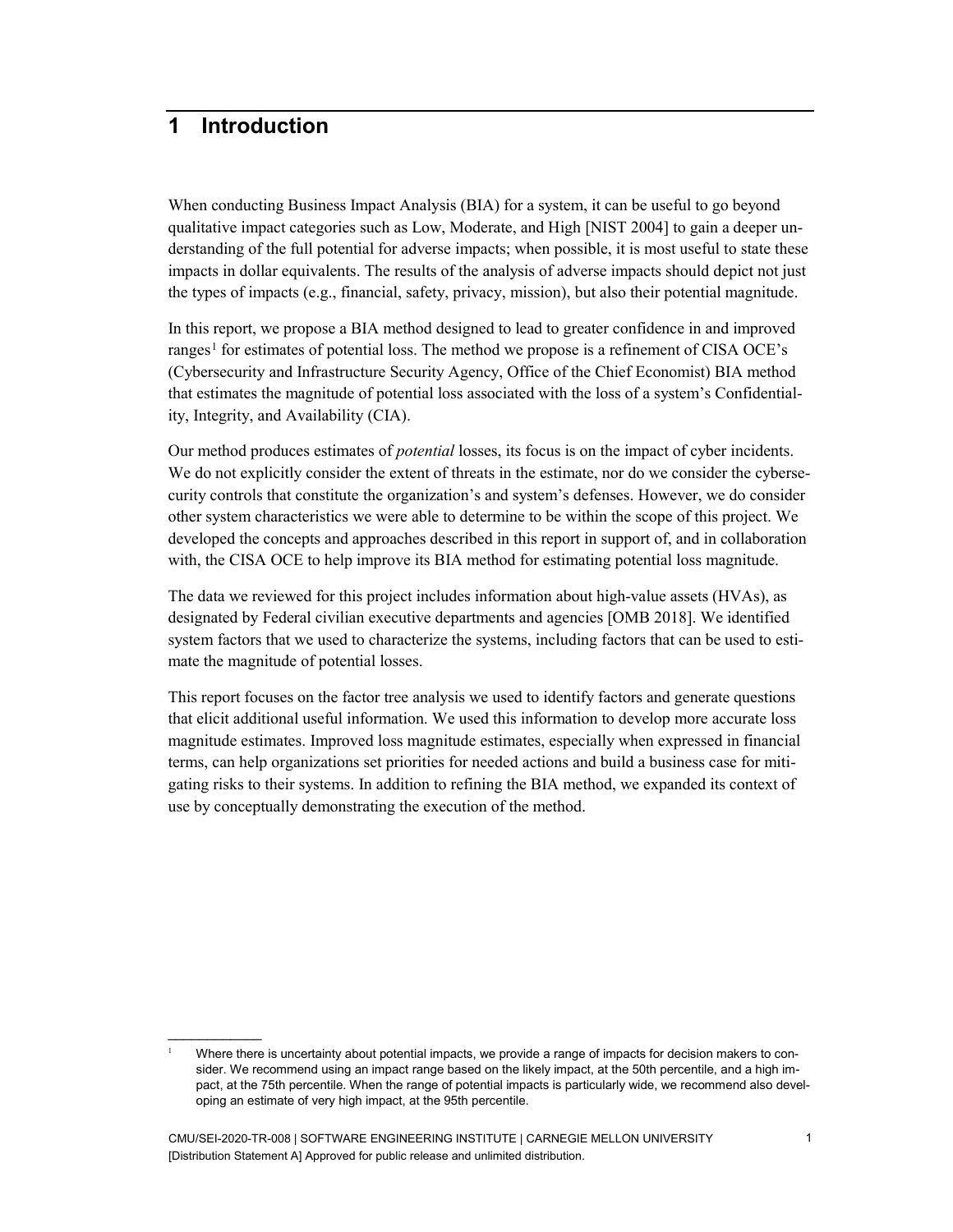# 1 Introduction

When conducting Business Impact Analysis (BIA) for a system, it can be useful to go beyond qualitative impact categories such as Low, Moderate, and High [NIST 2004] to gain a deeper understanding of the full potential for adverse impacts; when possible, it is most useful to state these impacts in dollar equivalents. The results of the analysis of adverse impacts should depict not just the types of impacts (e.g., financial, safety, privacy, mission), but also their potential magnitude.

In this report, we propose a BIA method designed to lead to greater confidence in and improved ranges[1] for estimates of potential loss. The method we propose is a refinement of CISA OCE's (Cybersecurity and Infrastructure Security Agency, Office of the Chief Economist) BIA method that estimates the magnitude of potential loss associated with the loss of a system's Confidentiality, Integrity, and Availability (CIA).

Our method produces estimates of *potential* losses, its focus is on the impact of cyber incidents. We do not explicitly consider the extent of threats in the estimate, nor do we consider the cybersecurity controls that constitute the organization's and system's defenses. However, we do consider other system characteristics we were able to determine to be within the scope of this project. We developed the concepts and approaches described in this report in support of, and in collaboration with, the CISA OCE to help improve its BIA method for estimating potential loss magnitude.

The data we reviewed for this project includes information about high-value assets (HVAs), as designated by Federal civilian executive departments and agencies [OMB 2018]. We identified system factors that we used to characterize the systems, including factors that can be used to estimate the magnitude of potential losses.

This report focuses on the factor tree analysis we used to identify factors and generate questions that elicit additional useful information. We used this information to develop more accurate loss magnitude estimates. Improved loss magnitude estimates, especially when expressed in financial terms, can help organizations set priorities for needed actions and build a business case for mitigating risks to their systems. In addition to refining the BIA method, we expanded its context of use by conceptually demonstrating the execution of the method.

---

[1] Where there is uncertainty about potential impacts, we provide a range of impacts for decision makers to consider. We recommend using an impact range based on the likely impact, at the 50th percentile, and a high impact, at the 75th percentile. When the range of potential impacts is particularly wide, we recommend also developing an estimate of very high impact, at the 95th percentile.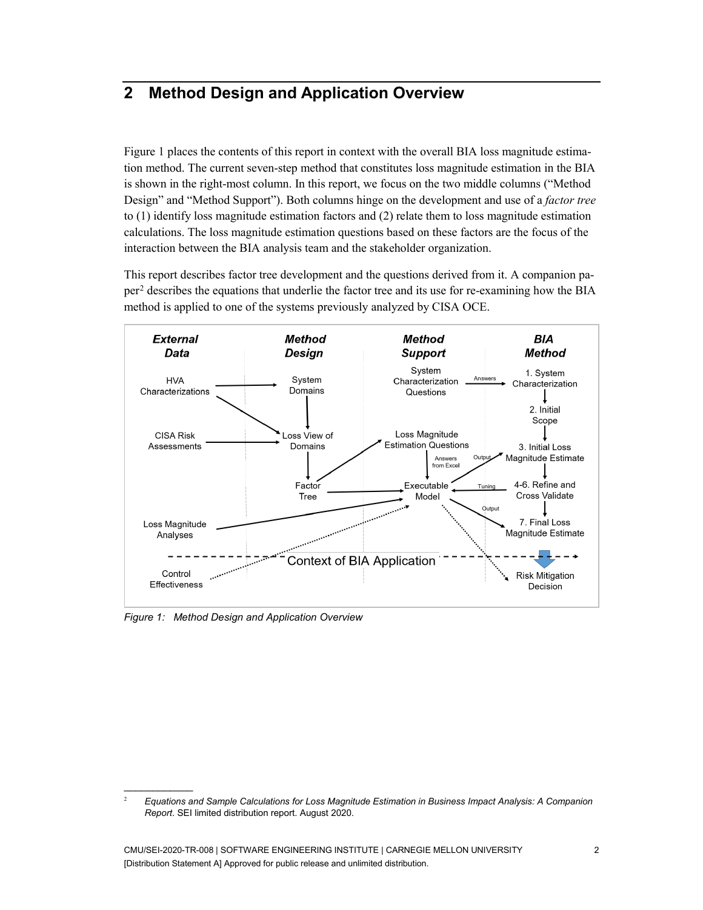# 2 Method Design and Application Overview

Figure 1 places the contents of this report in context with the overall BIA loss magnitude estimation method. The current seven-step method that constitutes loss magnitude estimation in the BIA is shown in the right-most column. In this report, we focus on the two middle columns ("Method Design" and "Method Support"). Both columns hinge on the development and use of a *factor tree* to (1) identify loss magnitude estimation factors and (2) relate them to loss magnitude estimation calculations. The loss magnitude estimation questions based on these factors are the focus of the interaction between the BIA analysis team and the stakeholder organization.

This report describes factor tree development and the questions derived from it. A companion paper[2] describes the equations that underlie the factor tree and its use for re-examining how the BIA method is applied to one of the systems previously analyzed by CISA OCE.

*Figure 1: Method Design and Application Overview*

---

[2] *Equations and Sample Calculations for Loss Magnitude Estimation in Business Impact Analysis: A Companion Report.* SEI limited distribution report. August 2020.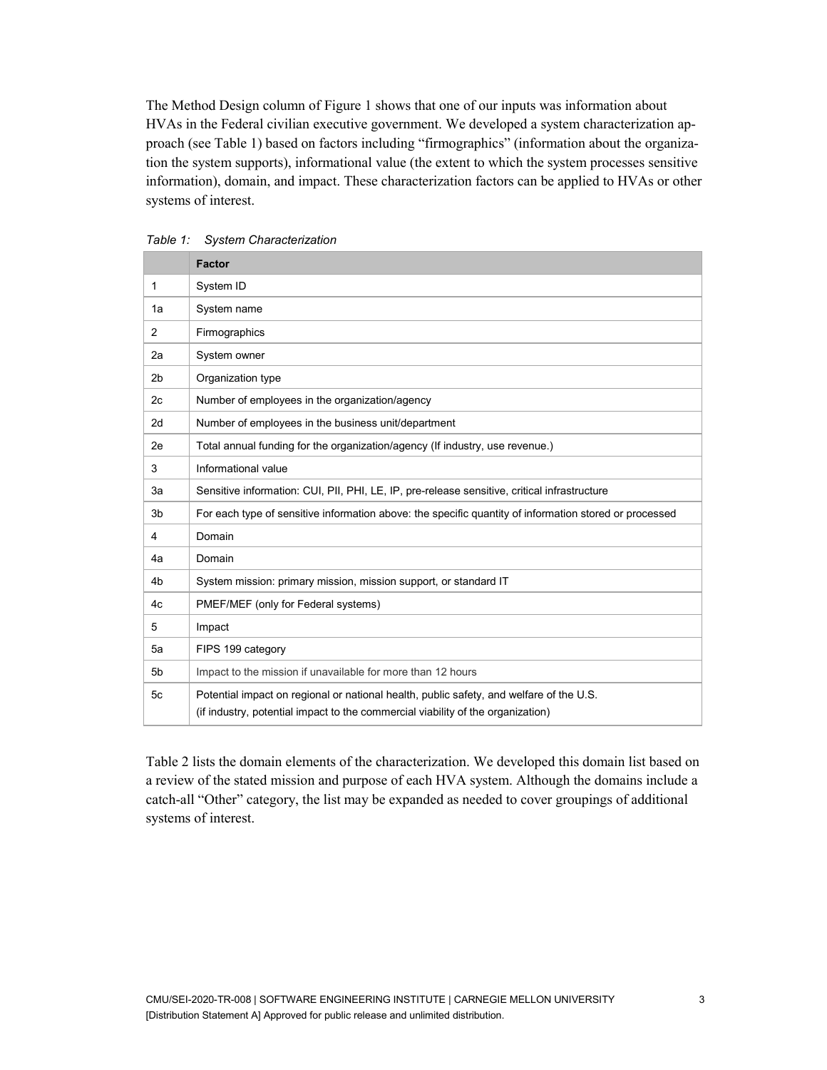The Method Design column of Figure 1 shows that one of our inputs was information about HVAs in the Federal civilian executive government. We developed a system characterization approach (see Table 1) based on factors including "firmographics" (information about the organization the system supports), informational value (the extent to which the system processes sensitive information), domain, and impact. These characterization factors can be applied to HVAs or other systems of interest.

*Table 1: System Characterization*

| | **Factor** |
|---|---|
| 1 | System ID |
| 1a | System name |
| 2 | Firmographics |
| 2a | System owner |
| 2b | Organization type |
| 2c | Number of employees in the organization/agency |
| 2d | Number of employees in the business unit/department |
| 2e | Total annual funding for the organization/agency (If industry, use revenue.) |
| 3 | Informational value |
| 3a | Sensitive information: CUI, PII, PHI, LE, IP, pre-release sensitive, critical infrastructure |
| 3b | For each type of sensitive information above: the specific quantity of information stored or processed |
| 4 | Domain |
| 4a | Domain |
| 4b | System mission: primary mission, mission support, or standard IT |
| 4c | PMEF/MEF (only for Federal systems) |
| 5 | Impact |
| 5a | FIPS 199 category |
| 5b | Impact to the mission if unavailable for more than 12 hours |
| 5c | Potential impact on regional or national health, public safety, and welfare of the U.S. (if industry, potential impact to the commercial viability of the organization) |

Table 2 lists the domain elements of the characterization. We developed this domain list based on a review of the stated mission and purpose of each HVA system. Although the domains include a catch-all "Other" category, the list may be expanded as needed to cover groupings of additional systems of interest.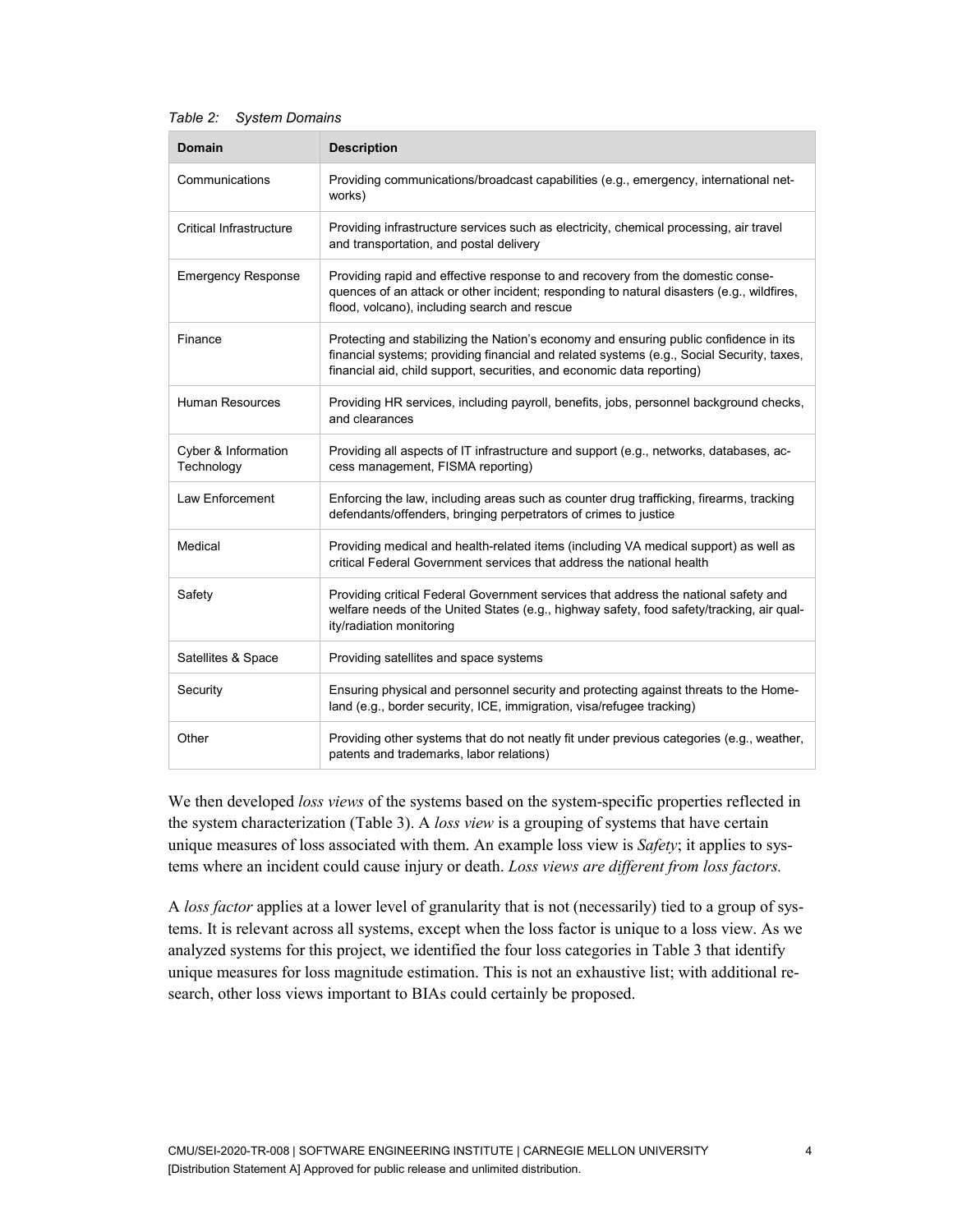*Table 2: System Domains*

| Domain | Description |
| --- | --- |
| Communications | Providing communications/broadcast capabilities (e.g., emergency, international networks) |
| Critical Infrastructure | Providing infrastructure services such as electricity, chemical processing, air travel and transportation, and postal delivery |
| Emergency Response | Providing rapid and effective response to and recovery from the domestic consequences of an attack or other incident; responding to natural disasters (e.g., wildfires, flood, volcano), including search and rescue |
| Finance | Protecting and stabilizing the Nation's economy and ensuring public confidence in its financial systems; providing financial and related systems (e.g., Social Security, taxes, financial aid, child support, securities, and economic data reporting) |
| Human Resources | Providing HR services, including payroll, benefits, jobs, personnel background checks, and clearances |
| Cyber & Information Technology | Providing all aspects of IT infrastructure and support (e.g., networks, databases, access management, FISMA reporting) |
| Law Enforcement | Enforcing the law, including areas such as counter drug trafficking, firearms, tracking defendants/offenders, bringing perpetrators of crimes to justice |
| Medical | Providing medical and health-related items (including VA medical support) as well as critical Federal Government services that address the national health |
| Safety | Providing critical Federal Government services that address the national safety and welfare needs of the United States (e.g., highway safety, food safety/tracking, air quality/radiation monitoring |
| Satellites & Space | Providing satellites and space systems |
| Security | Ensuring physical and personnel security and protecting against threats to the Homeland (e.g., border security, ICE, immigration, visa/refugee tracking) |
| Other | Providing other systems that do not neatly fit under previous categories (e.g., weather, patents and trademarks, labor relations) |

We then developed *loss views* of the systems based on the system-specific properties reflected in the system characterization (Table 3). A *loss view* is a grouping of systems that have certain unique measures of loss associated with them. An example loss view is *Safety*; it applies to systems where an incident could cause injury or death. *Loss views are different from loss factors.*

A *loss factor* applies at a lower level of granularity that is not (necessarily) tied to a group of systems. It is relevant across all systems, except when the loss factor is unique to a loss view. As we analyzed systems for this project, we identified the four loss categories in Table 3 that identify unique measures for loss magnitude estimation. This is not an exhaustive list; with additional research, other loss views important to BIAs could certainly be proposed.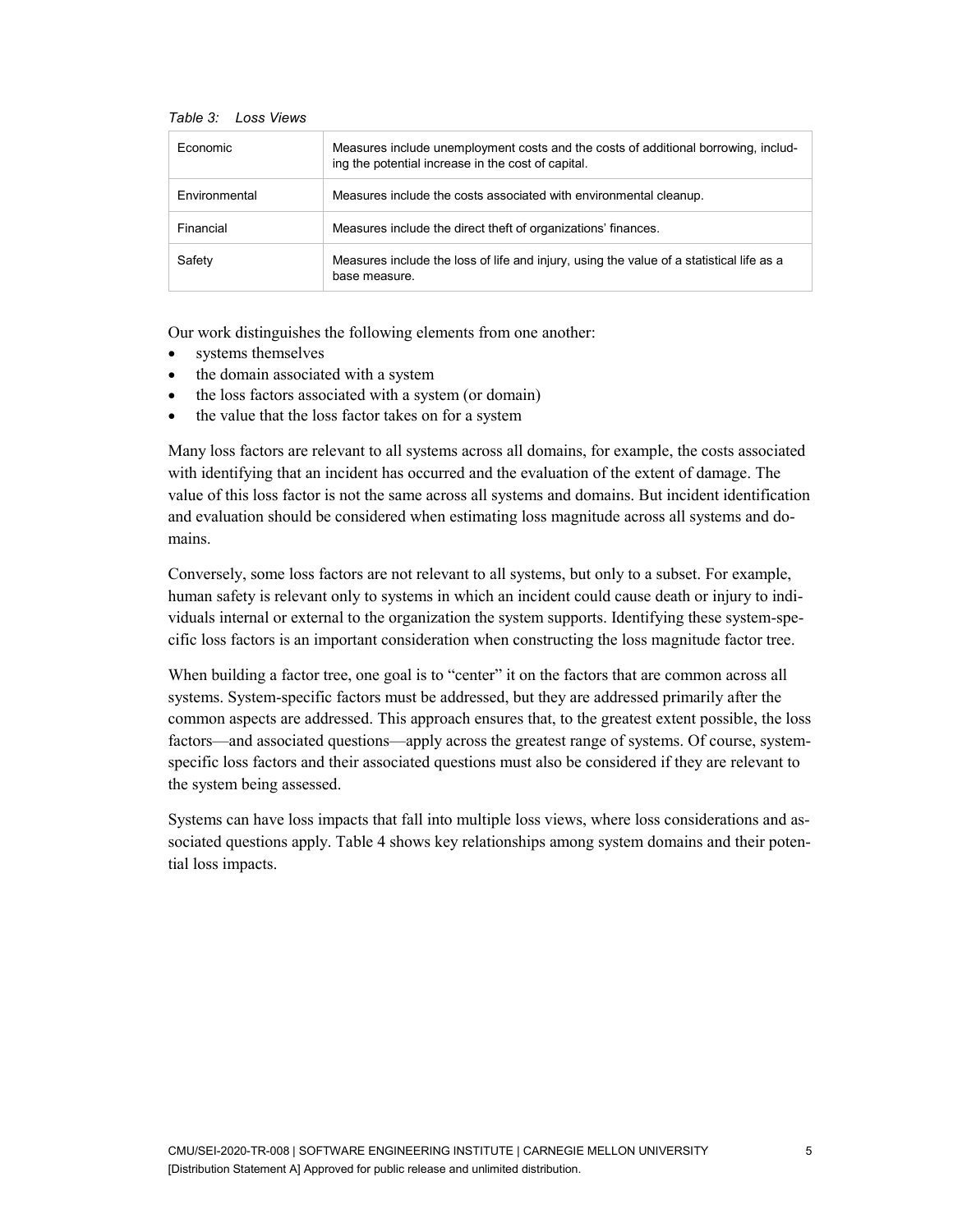*Table 3: Loss Views*

| | |
|---|---|
| Economic | Measures include unemployment costs and the costs of additional borrowing, including the potential increase in the cost of capital. |
| Environmental | Measures include the costs associated with environmental cleanup. |
| Financial | Measures include the direct theft of organizations' finances. |
| Safety | Measures include the loss of life and injury, using the value of a statistical life as a base measure. |

Our work distinguishes the following elements from one another:

- systems themselves
- the domain associated with a system
- the loss factors associated with a system (or domain)
- the value that the loss factor takes on for a system

Many loss factors are relevant to all systems across all domains, for example, the costs associated with identifying that an incident has occurred and the evaluation of the extent of damage. The value of this loss factor is not the same across all systems and domains. But incident identification and evaluation should be considered when estimating loss magnitude across all systems and domains.

Conversely, some loss factors are not relevant to all systems, but only to a subset. For example, human safety is relevant only to systems in which an incident could cause death or injury to individuals internal or external to the organization the system supports. Identifying these system-specific loss factors is an important consideration when constructing the loss magnitude factor tree.

When building a factor tree, one goal is to "center" it on the factors that are common across all systems. System-specific factors must be addressed, but they are addressed primarily after the common aspects are addressed. This approach ensures that, to the greatest extent possible, the loss factors—and associated questions—apply across the greatest range of systems. Of course, system-specific loss factors and their associated questions must also be considered if they are relevant to the system being assessed.

Systems can have loss impacts that fall into multiple loss views, where loss considerations and associated questions apply. Table 4 shows key relationships among system domains and their potential loss impacts.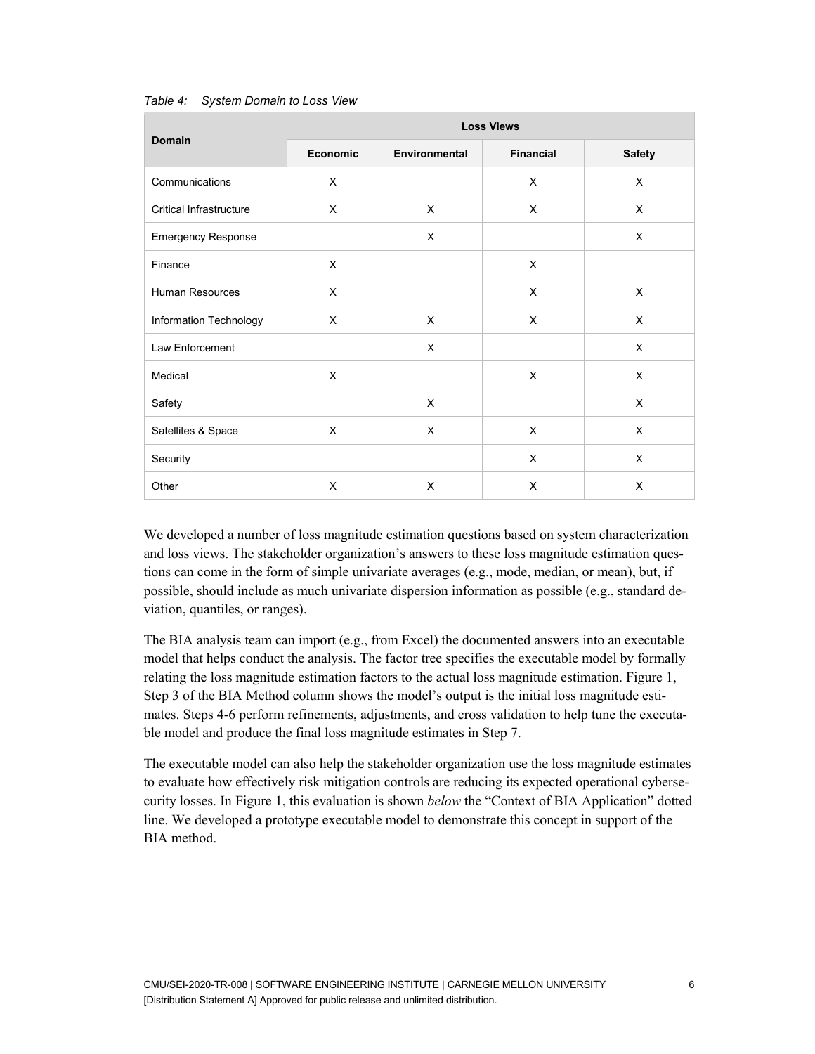*Table 4: System Domain to Loss View*

| Domain | Loss Views | | | |
|---|---|---|---|---|
| | Economic | Environmental | Financial | Safety |
| Communications | X | | X | X |
| Critical Infrastructure | X | X | X | X |
| Emergency Response | | X | | X |
| Finance | X | | X | |
| Human Resources | X | | X | X |
| Information Technology | X | X | X | X |
| Law Enforcement | | X | | X |
| Medical | X | | X | X |
| Safety | | X | | X |
| Satellites & Space | X | X | X | X |
| Security | | | X | X |
| Other | X | X | X | X |

We developed a number of loss magnitude estimation questions based on system characterization and loss views. The stakeholder organization's answers to these loss magnitude estimation questions can come in the form of simple univariate averages (e.g., mode, median, or mean), but, if possible, should include as much univariate dispersion information as possible (e.g., standard deviation, quantiles, or ranges).

The BIA analysis team can import (e.g., from Excel) the documented answers into an executable model that helps conduct the analysis. The factor tree specifies the executable model by formally relating the loss magnitude estimation factors to the actual loss magnitude estimation. Figure 1, Step 3 of the BIA Method column shows the model's output is the initial loss magnitude estimates. Steps 4-6 perform refinements, adjustments, and cross validation to help tune the executable model and produce the final loss magnitude estimates in Step 7.

The executable model can also help the stakeholder organization use the loss magnitude estimates to evaluate how effectively risk mitigation controls are reducing its expected operational cybersecurity losses. In Figure 1, this evaluation is shown *below* the "Context of BIA Application" dotted line. We developed a prototype executable model to demonstrate this concept in support of the BIA method.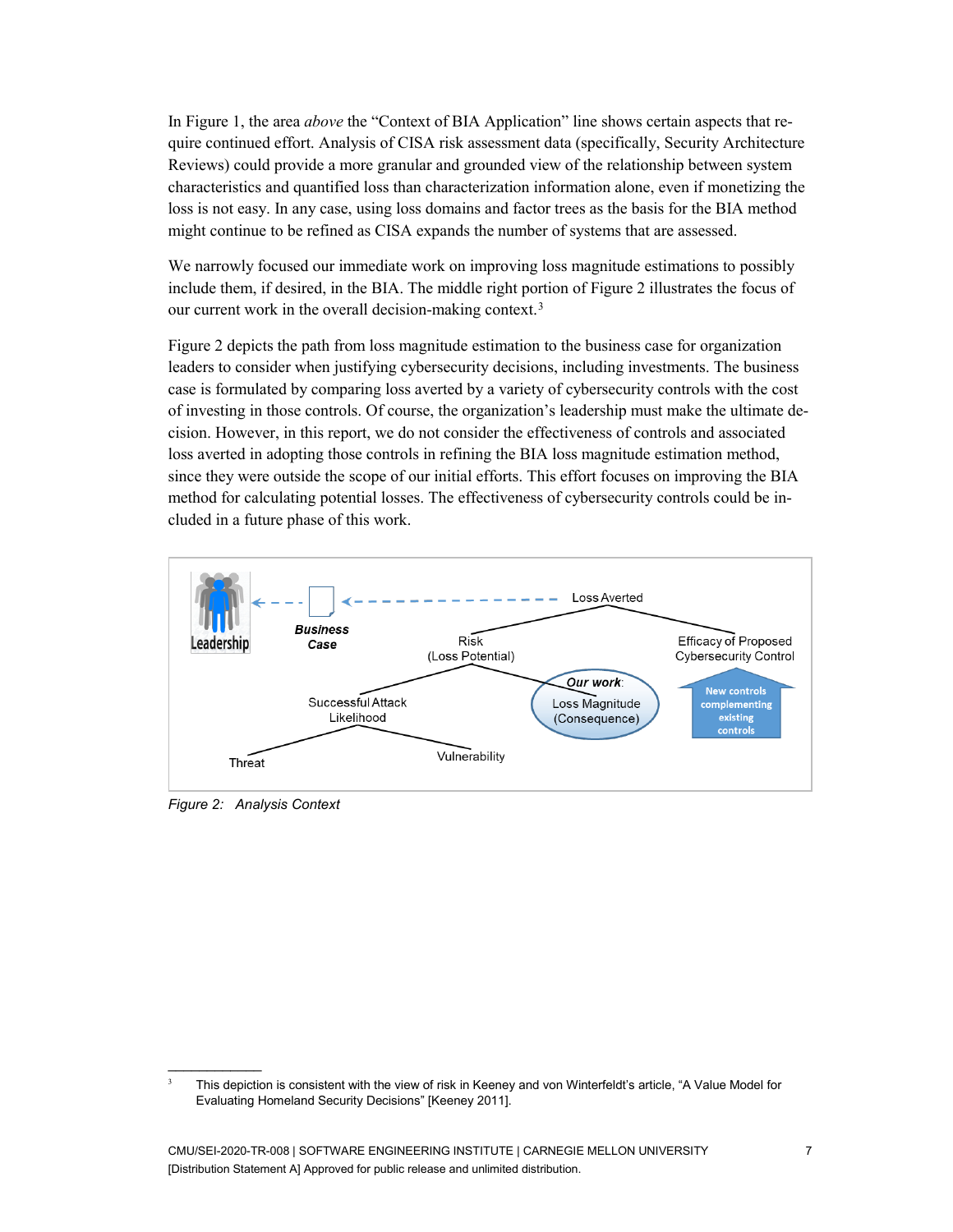In Figure 1, the area *above* the "Context of BIA Application" line shows certain aspects that require continued effort. Analysis of CISA risk assessment data (specifically, Security Architecture Reviews) could provide a more granular and grounded view of the relationship between system characteristics and quantified loss than characterization information alone, even if monetizing the loss is not easy. In any case, using loss domains and factor trees as the basis for the BIA method might continue to be refined as CISA expands the number of systems that are assessed.

We narrowly focused our immediate work on improving loss magnitude estimations to possibly include them, if desired, in the BIA. The middle right portion of Figure 2 illustrates the focus of our current work in the overall decision-making context.[3]

Figure 2 depicts the path from loss magnitude estimation to the business case for organization leaders to consider when justifying cybersecurity decisions, including investments. The business case is formulated by comparing loss averted by a variety of cybersecurity controls with the cost of investing in those controls. Of course, the organization's leadership must make the ultimate decision. However, in this report, we do not consider the effectiveness of controls and associated loss averted in adopting those controls in refining the BIA loss magnitude estimation method, since they were outside the scope of our initial efforts. This effort focuses on improving the BIA method for calculating potential losses. The effectiveness of cybersecurity controls could be included in a future phase of this work.

*Figure 2: Analysis Context*

[3] This depiction is consistent with the view of risk in Keeney and von Winterfeldt's article, "A Value Model for Evaluating Homeland Security Decisions" [Keeney 2011].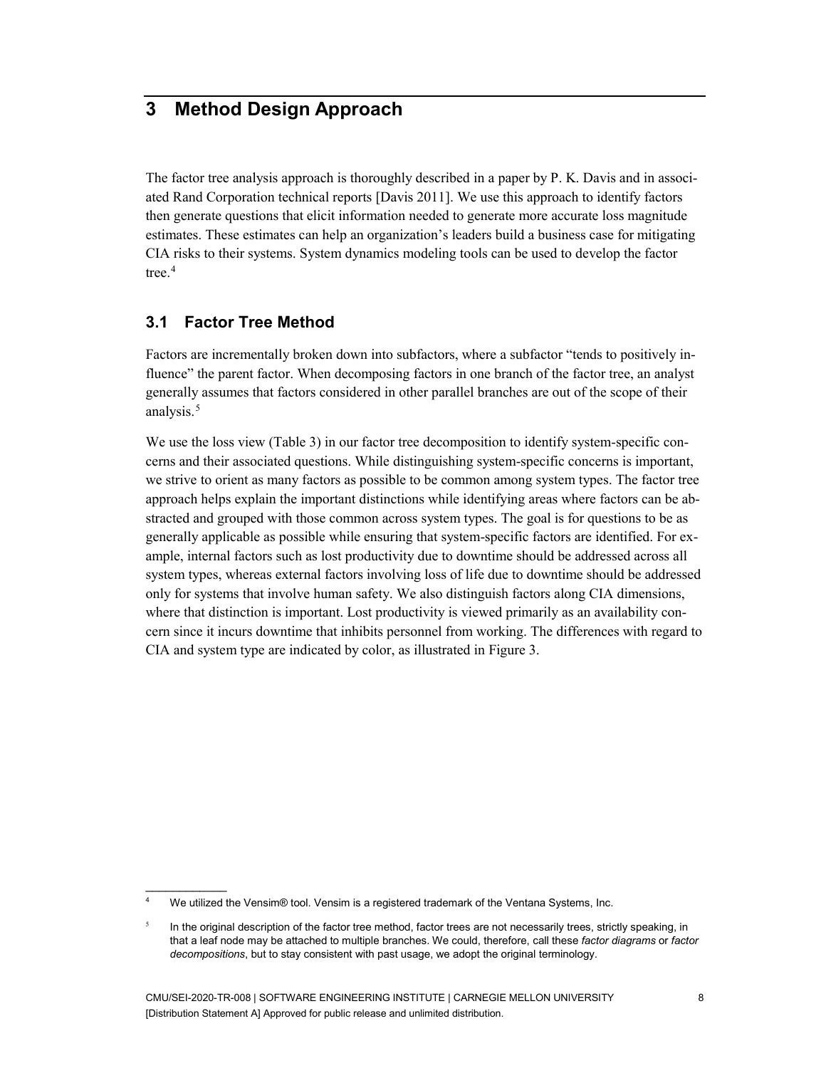# 3 Method Design Approach

The factor tree analysis approach is thoroughly described in a paper by P. K. Davis and in associated Rand Corporation technical reports [Davis 2011]. We use this approach to identify factors then generate questions that elicit information needed to generate more accurate loss magnitude estimates. These estimates can help an organization's leaders build a business case for mitigating CIA risks to their systems. System dynamics modeling tools can be used to develop the factor tree.[4]

## 3.1 Factor Tree Method

Factors are incrementally broken down into subfactors, where a subfactor "tends to positively influence" the parent factor. When decomposing factors in one branch of the factor tree, an analyst generally assumes that factors considered in other parallel branches are out of the scope of their analysis.[5]

We use the loss view (Table 3) in our factor tree decomposition to identify system-specific concerns and their associated questions. While distinguishing system-specific concerns is important, we strive to orient as many factors as possible to be common among system types. The factor tree approach helps explain the important distinctions while identifying areas where factors can be abstracted and grouped with those common across system types. The goal is for questions to be as generally applicable as possible while ensuring that system-specific factors are identified. For example, internal factors such as lost productivity due to downtime should be addressed across all system types, whereas external factors involving loss of life due to downtime should be addressed only for systems that involve human safety. We also distinguish factors along CIA dimensions, where that distinction is important. Lost productivity is viewed primarily as an availability concern since it incurs downtime that inhibits personnel from working. The differences with regard to CIA and system type are indicated by color, as illustrated in Figure 3.

---

[4] We utilized the Vensim® tool. Vensim is a registered trademark of the Ventana Systems, Inc.

[5] In the original description of the factor tree method, factor trees are not necessarily trees, strictly speaking, in that a leaf node may be attached to multiple branches. We could, therefore, call these *factor diagrams* or *factor decompositions*, but to stay consistent with past usage, we adopt the original terminology.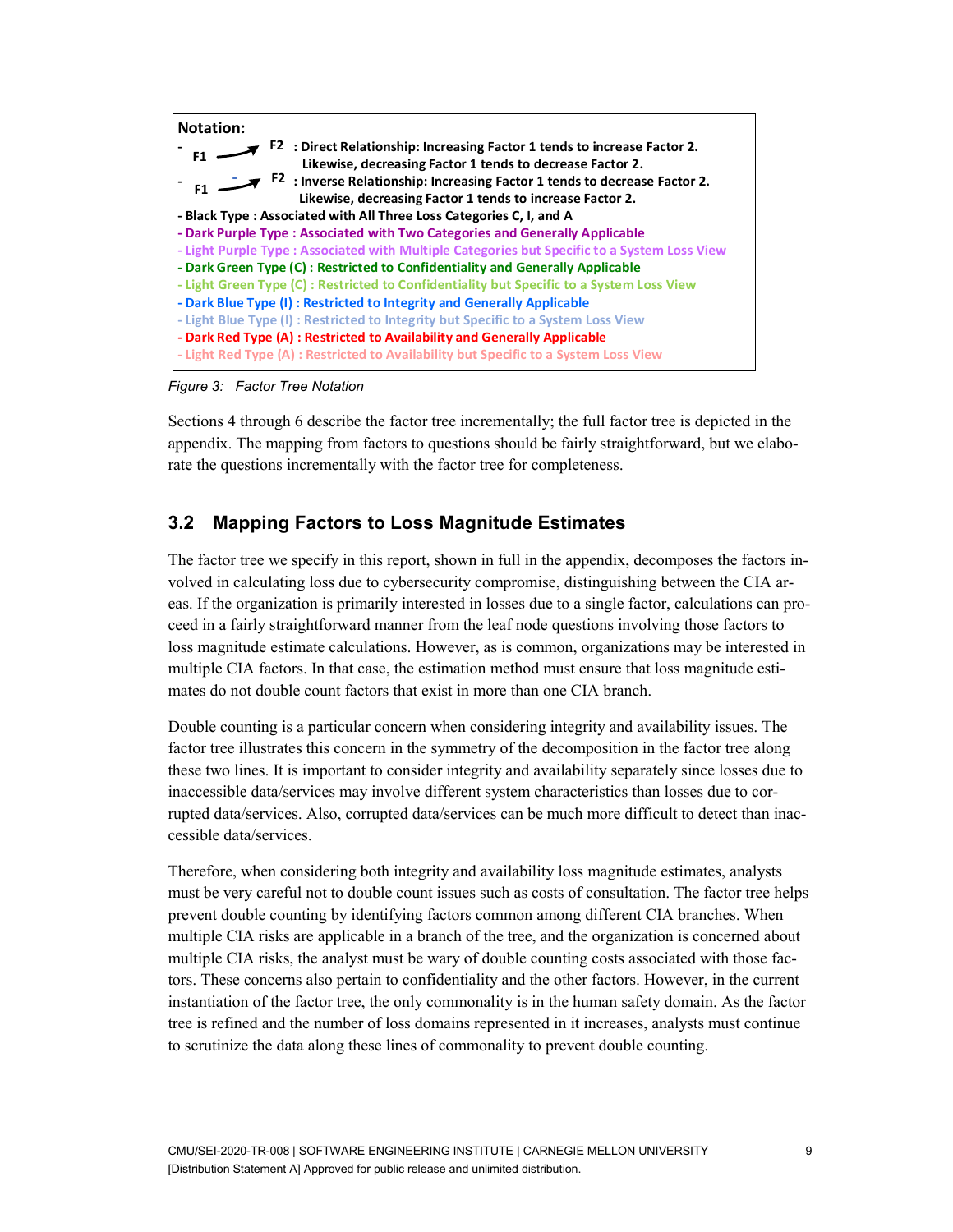**Notation:**

- F1 → F2 : Direct Relationship: Increasing Factor 1 tends to increase Factor 2. Likewise, decreasing Factor 1 tends to decrease Factor 2.
- F1 −→ F2 : Inverse Relationship: Increasing Factor 1 tends to decrease Factor 2. Likewise, decreasing Factor 1 tends to increase Factor 2.
- Black Type : Associated with All Three Loss Categories C, I, and A
- Dark Purple Type : Associated with Two Categories and Generally Applicable
- Light Purple Type : Associated with Multiple Categories but Specific to a System Loss View
- Dark Green Type (C) : Restricted to Confidentiality and Generally Applicable
- Light Green Type (C) : Restricted to Confidentiality but Specific to a System Loss View
- Dark Blue Type (I) : Restricted to Integrity and Generally Applicable
- Light Blue Type (I) : Restricted to Integrity but Specific to a System Loss View
- Dark Red Type (A) : Restricted to Availability and Generally Applicable
- Light Red Type (A) : Restricted to Availability but Specific to a System Loss View

*Figure 3: Factor Tree Notation*

Sections 4 through 6 describe the factor tree incrementally; the full factor tree is depicted in the appendix. The mapping from factors to questions should be fairly straightforward, but we elaborate the questions incrementally with the factor tree for completeness.

## 3.2 Mapping Factors to Loss Magnitude Estimates

The factor tree we specify in this report, shown in full in the appendix, decomposes the factors involved in calculating loss due to cybersecurity compromise, distinguishing between the CIA areas. If the organization is primarily interested in losses due to a single factor, calculations can proceed in a fairly straightforward manner from the leaf node questions involving those factors to loss magnitude estimate calculations. However, as is common, organizations may be interested in multiple CIA factors. In that case, the estimation method must ensure that loss magnitude estimates do not double count factors that exist in more than one CIA branch.

Double counting is a particular concern when considering integrity and availability issues. The factor tree illustrates this concern in the symmetry of the decomposition in the factor tree along these two lines. It is important to consider integrity and availability separately since losses due to inaccessible data/services may involve different system characteristics than losses due to corrupted data/services. Also, corrupted data/services can be much more difficult to detect than inaccessible data/services.

Therefore, when considering both integrity and availability loss magnitude estimates, analysts must be very careful not to double count issues such as costs of consultation. The factor tree helps prevent double counting by identifying factors common among different CIA branches. When multiple CIA risks are applicable in a branch of the tree, and the organization is concerned about multiple CIA risks, the analyst must be wary of double counting costs associated with those factors. These concerns also pertain to confidentiality and the other factors. However, in the current instantiation of the factor tree, the only commonality is in the human safety domain. As the factor tree is refined and the number of loss domains represented in it increases, analysts must continue to scrutinize the data along these lines of commonality to prevent double counting.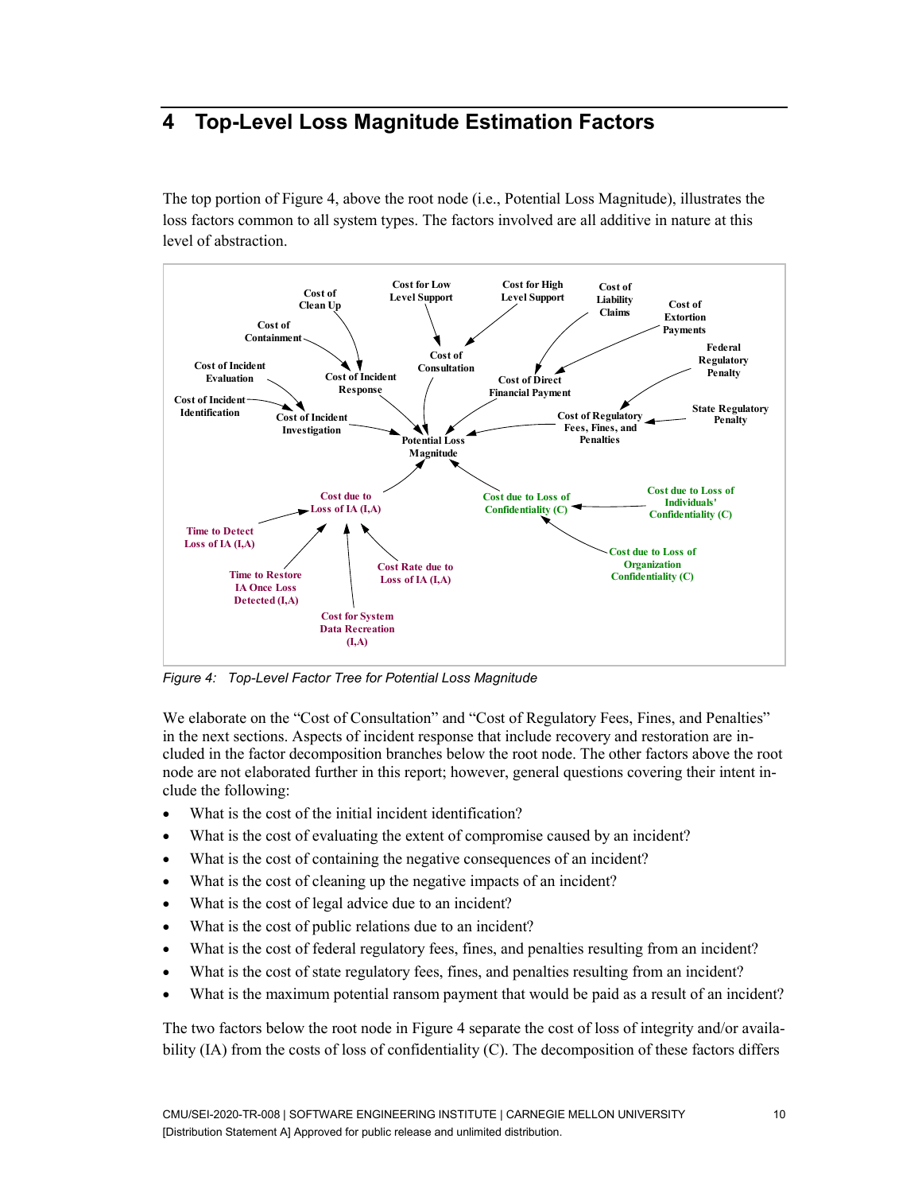# 4 Top-Level Loss Magnitude Estimation Factors

The top portion of Figure 4, above the root node (i.e., Potential Loss Magnitude), illustrates the loss factors common to all system types. The factors involved are all additive in nature at this level of abstraction.

*Figure 4: Top-Level Factor Tree for Potential Loss Magnitude*

We elaborate on the "Cost of Consultation" and "Cost of Regulatory Fees, Fines, and Penalties" in the next sections. Aspects of incident response that include recovery and restoration are included in the factor decomposition branches below the root node. The other factors above the root node are not elaborated further in this report; however, general questions covering their intent include the following:

- What is the cost of the initial incident identification?
- What is the cost of evaluating the extent of compromise caused by an incident?
- What is the cost of containing the negative consequences of an incident?
- What is the cost of cleaning up the negative impacts of an incident?
- What is the cost of legal advice due to an incident?
- What is the cost of public relations due to an incident?
- What is the cost of federal regulatory fees, fines, and penalties resulting from an incident?
- What is the cost of state regulatory fees, fines, and penalties resulting from an incident?
- What is the maximum potential ransom payment that would be paid as a result of an incident?

The two factors below the root node in Figure 4 separate the cost of loss of integrity and/or availability (IA) from the costs of loss of confidentiality (C). The decomposition of these factors differs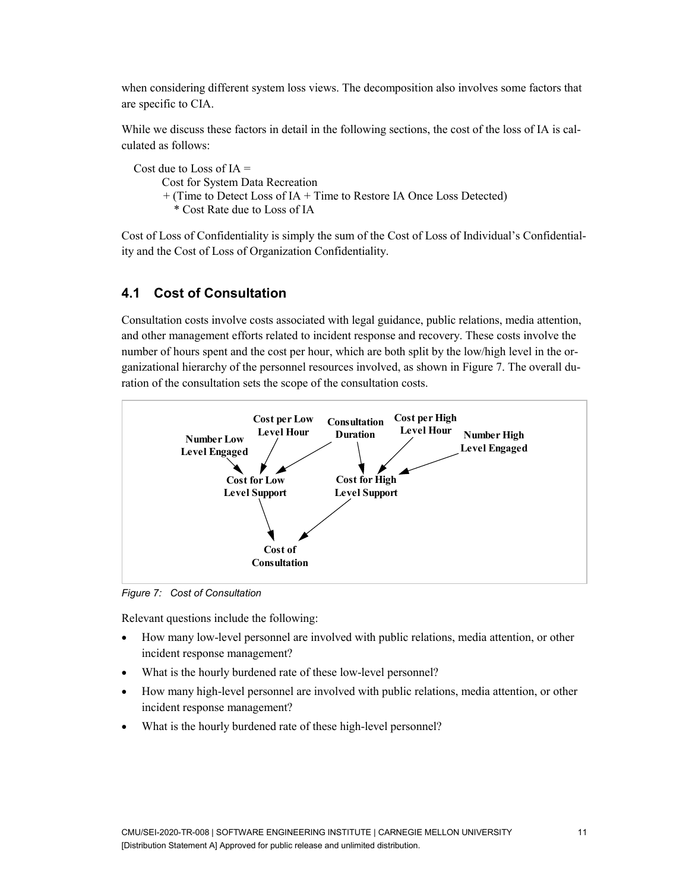when considering different system loss views. The decomposition also involves some factors that are specific to CIA.

While we discuss these factors in detail in the following sections, the cost of the loss of IA is calculated as follows:

```
Cost due to Loss of IA =
      Cost for System Data Recreation
      + (Time to Detect Loss of IA + Time to Restore IA Once Loss Detected)
        * Cost Rate due to Loss of IA
```

Cost of Loss of Confidentiality is simply the sum of the Cost of Loss of Individual's Confidentiality and the Cost of Loss of Organization Confidentiality.

## 4.1 Cost of Consultation

Consultation costs involve costs associated with legal guidance, public relations, media attention, and other management efforts related to incident response and recovery. These costs involve the number of hours spent and the cost per hour, which are both split by the low/high level in the organizational hierarchy of the personnel resources involved, as shown in Figure 7. The overall duration of the consultation sets the scope of the consultation costs.

Number Low Level Engaged → Cost for Low Level Support
Cost per Low Level Hour → Cost for Low Level Support
Consultation Duration → Cost for Low Level Support
Consultation Duration → Cost for High Level Support
Cost per High Level Hour → Cost for High Level Support
Number High Level Engaged → Cost for High Level Support
Cost for Low Level Support → Cost of Consultation
Cost for High Level Support → Cost of Consultation

*Figure 7: Cost of Consultation*

Relevant questions include the following:

- How many low-level personnel are involved with public relations, media attention, or other incident response management?
- What is the hourly burdened rate of these low-level personnel?
- How many high-level personnel are involved with public relations, media attention, or other incident response management?
- What is the hourly burdened rate of these high-level personnel?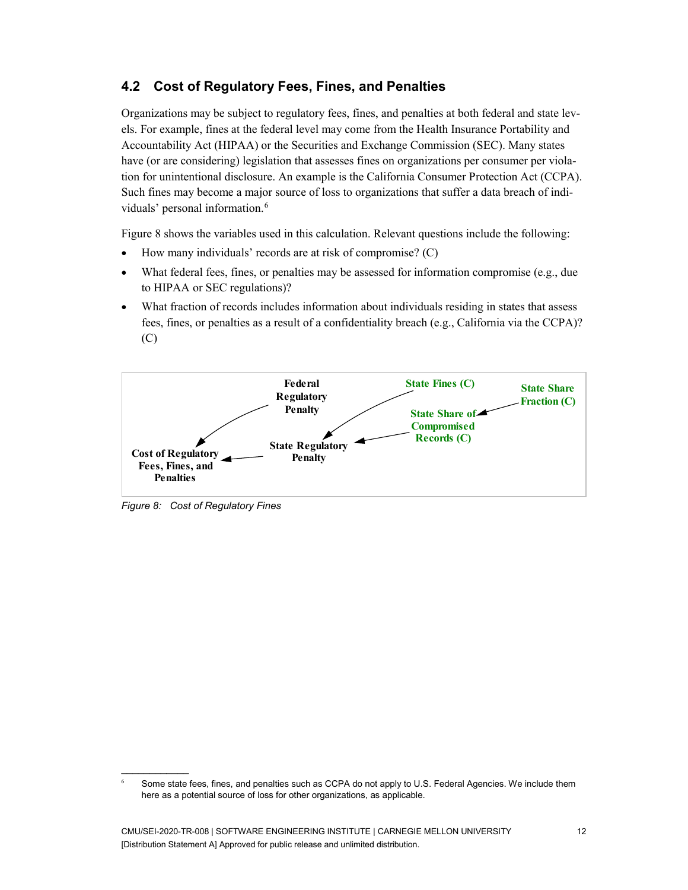## 4.2 Cost of Regulatory Fees, Fines, and Penalties

Organizations may be subject to regulatory fees, fines, and penalties at both federal and state levels. For example, fines at the federal level may come from the Health Insurance Portability and Accountability Act (HIPAA) or the Securities and Exchange Commission (SEC). Many states have (or are considering) legislation that assesses fines on organizations per consumer per violation for unintentional disclosure. An example is the California Consumer Protection Act (CCPA). Such fines may become a major source of loss to organizations that suffer a data breach of individuals' personal information.[6]

Figure 8 shows the variables used in this calculation. Relevant questions include the following:

- How many individuals' records are at risk of compromise? (C)
- What federal fees, fines, or penalties may be assessed for information compromise (e.g., due to HIPAA or SEC regulations)?
- What fraction of records includes information about individuals residing in states that assess fees, fines, or penalties as a result of a confidentiality breach (e.g., California via the CCPA)? (C)

Federal Regulatory Penalty

State Fines (C)

State Share Fraction (C)

State Share of Compromised Records (C)

State Regulatory Penalty

Cost of Regulatory Fees, Fines, and Penalties

*Figure 8: Cost of Regulatory Fines*

[6] Some state fees, fines, and penalties such as CCPA do not apply to U.S. Federal Agencies. We include them here as a potential source of loss for other organizations, as applicable.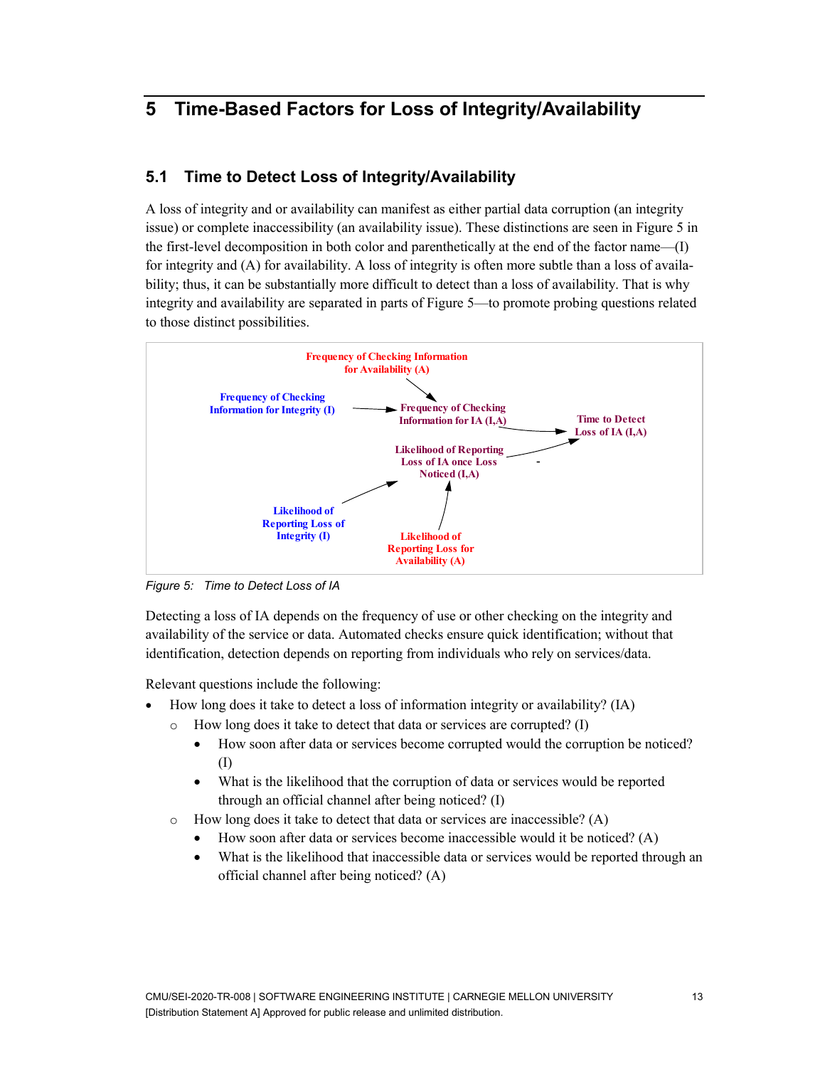# 5 Time-Based Factors for Loss of Integrity/Availability

## 5.1 Time to Detect Loss of Integrity/Availability

A loss of integrity and or availability can manifest as either partial data corruption (an integrity issue) or complete inaccessibility (an availability issue). These distinctions are seen in Figure 5 in the first-level decomposition in both color and parenthetically at the end of the factor name—(I) for integrity and (A) for availability. A loss of integrity is often more subtle than a loss of availability; thus, it can be substantially more difficult to detect than a loss of availability. That is why integrity and availability are separated in parts of Figure 5—to promote probing questions related to those distinct possibilities.

Frequency of Checking Information for Availability (A)

Frequency of Checking Information for Integrity (I)

Frequency of Checking Information for IA (I,A)

Time to Detect Loss of IA (I,A)

Likelihood of Reporting Loss of IA once Loss Noticed (I,A)

Likelihood of Reporting Loss of Integrity (I)

Likelihood of Reporting Loss for Availability (A)

*Figure 5: Time to Detect Loss of IA*

Detecting a loss of IA depends on the frequency of use or other checking on the integrity and availability of the service or data. Automated checks ensure quick identification; without that identification, detection depends on reporting from individuals who rely on services/data.

Relevant questions include the following:

- How long does it take to detect a loss of information integrity or availability? (IA)
  - How long does it take to detect that data or services are corrupted? (I)
    - How soon after data or services become corrupted would the corruption be noticed? (I)
    - What is the likelihood that the corruption of data or services would be reported through an official channel after being noticed? (I)
  - How long does it take to detect that data or services are inaccessible? (A)
    - How soon after data or services become inaccessible would it be noticed? (A)
    - What is the likelihood that inaccessible data or services would be reported through an official channel after being noticed? (A)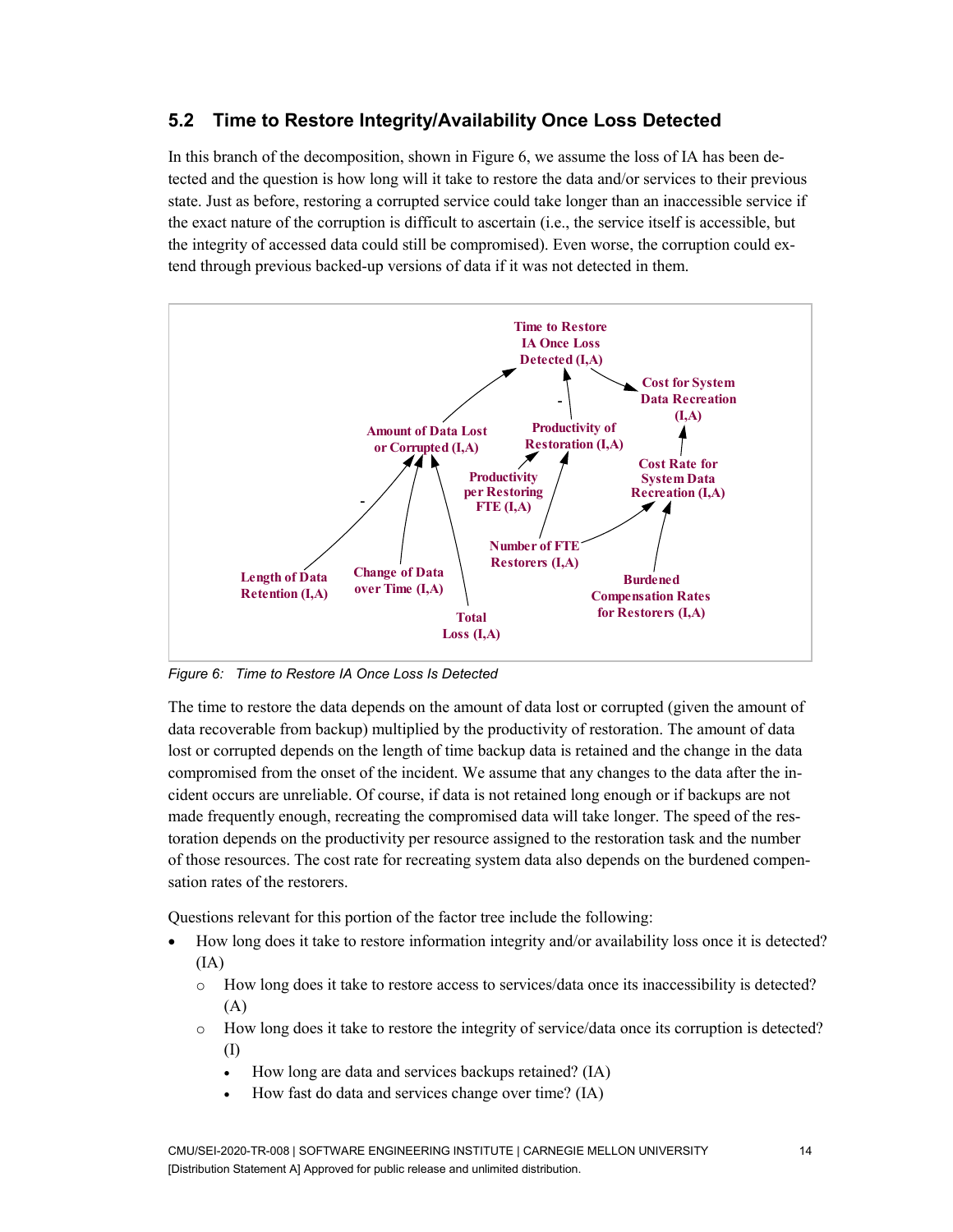## 5.2 Time to Restore Integrity/Availability Once Loss Detected

In this branch of the decomposition, shown in Figure 6, we assume the loss of IA has been detected and the question is how long will it take to restore the data and/or services to their previous state. Just as before, restoring a corrupted service could take longer than an inaccessible service if the exact nature of the corruption is difficult to ascertain (i.e., the service itself is accessible, but the integrity of accessed data could still be compromised). Even worse, the corruption could extend through previous backed-up versions of data if it was not detected in them.

*Figure 6: Time to Restore IA Once Loss Is Detected*

The time to restore the data depends on the amount of data lost or corrupted (given the amount of data recoverable from backup) multiplied by the productivity of restoration. The amount of data lost or corrupted depends on the length of time backup data is retained and the change in the data compromised from the onset of the incident. We assume that any changes to the data after the incident occurs are unreliable. Of course, if data is not retained long enough or if backups are not made frequently enough, recreating the compromised data will take longer. The speed of the restoration depends on the productivity per resource assigned to the restoration task and the number of those resources. The cost rate for recreating system data also depends on the burdened compensation rates of the restorers.

Questions relevant for this portion of the factor tree include the following:

- How long does it take to restore information integrity and/or availability loss once it is detected? (IA)
  - How long does it take to restore access to services/data once its inaccessibility is detected? (A)
  - How long does it take to restore the integrity of service/data once its corruption is detected? (I)
    - How long are data and services backups retained? (IA)
    - How fast do data and services change over time? (IA)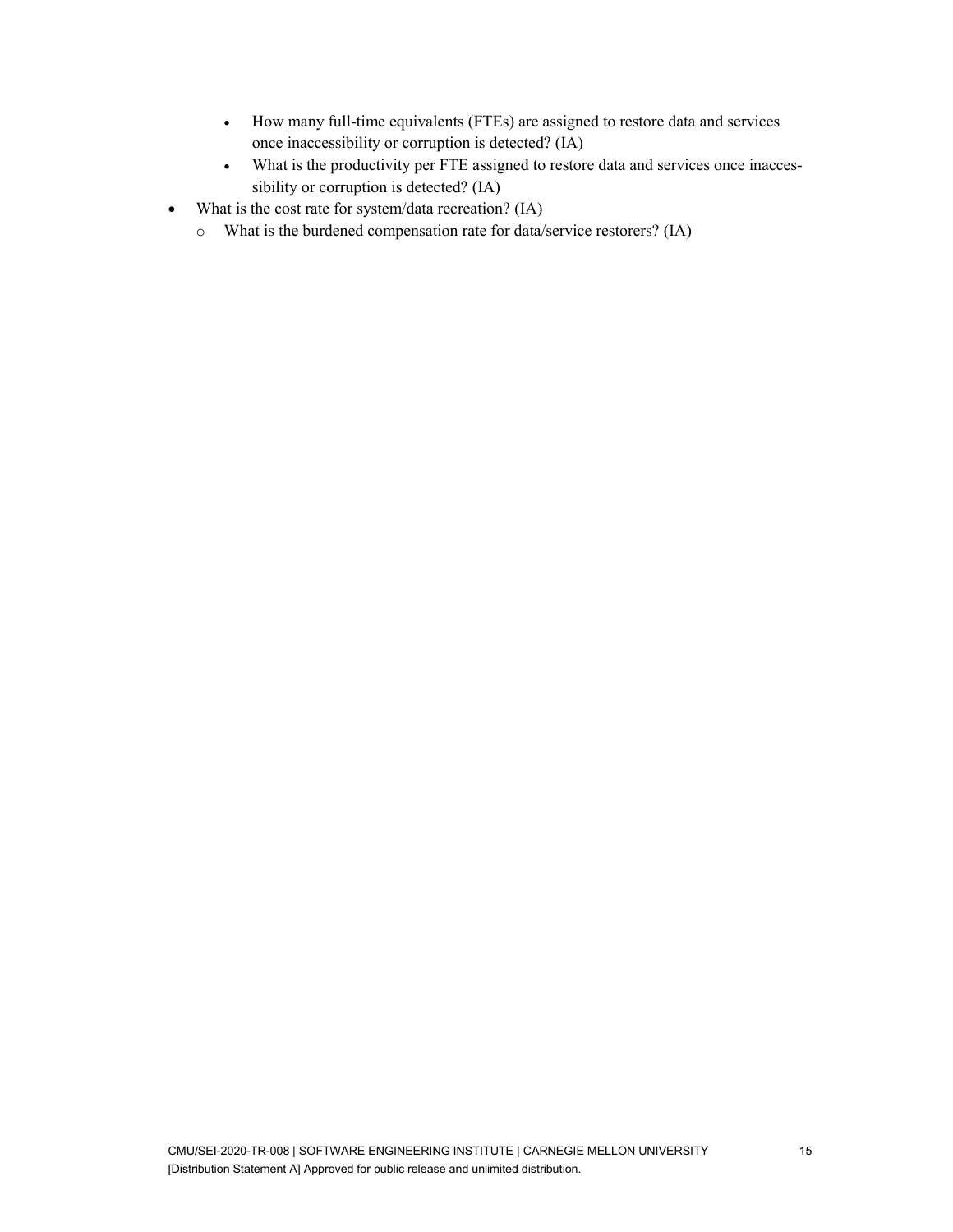- How many full-time equivalents (FTEs) are assigned to restore data and services once inaccessibility or corruption is detected? (IA)
    - What is the productivity per FTE assigned to restore data and services once inaccessibility or corruption is detected? (IA)
- What is the cost rate for system/data recreation? (IA)
  - What is the burdened compensation rate for data/service restorers? (IA)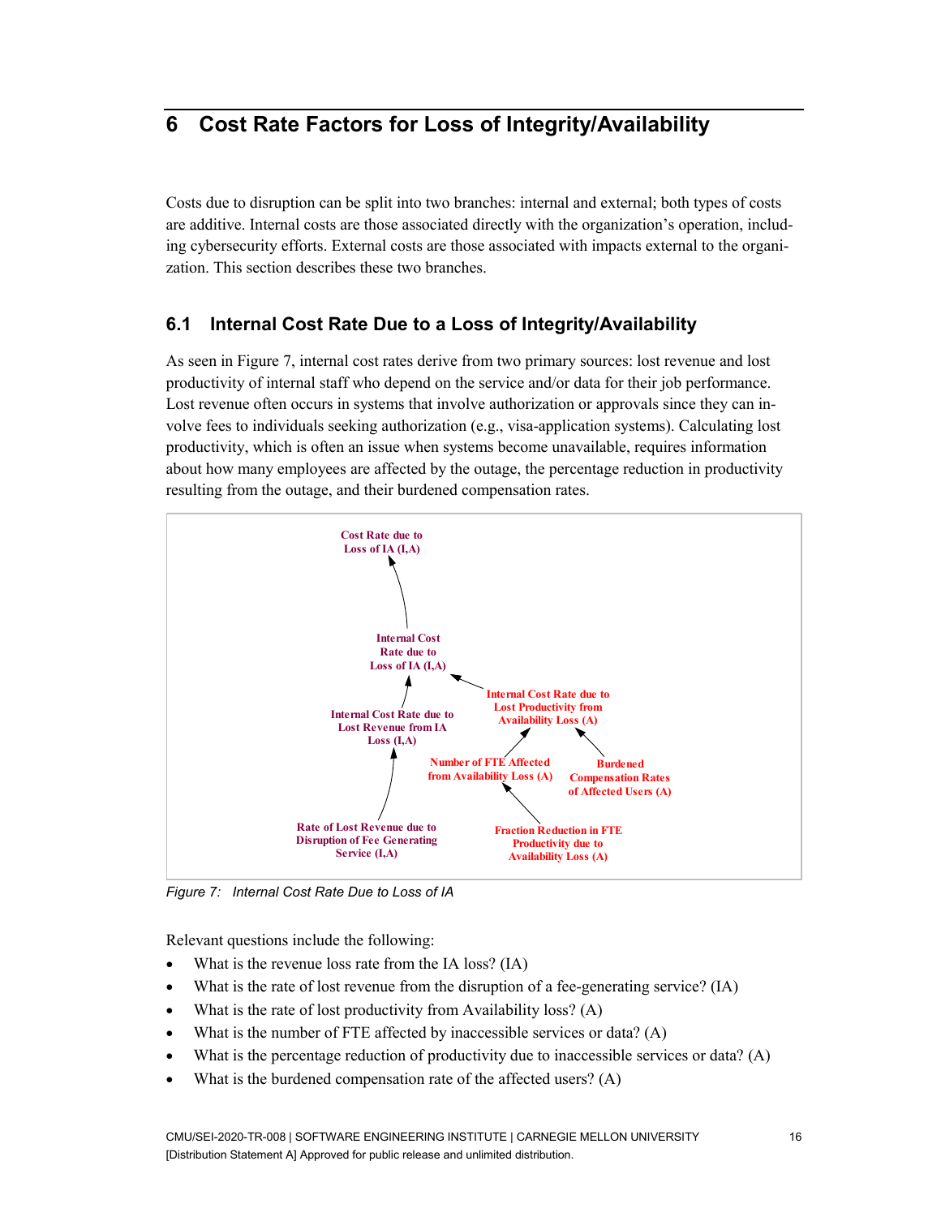# 6 Cost Rate Factors for Loss of Integrity/Availability

Costs due to disruption can be split into two branches: internal and external; both types of costs are additive. Internal costs are those associated directly with the organization's operation, including cybersecurity efforts. External costs are those associated with impacts external to the organization. This section describes these two branches.

## 6.1 Internal Cost Rate Due to a Loss of Integrity/Availability

As seen in Figure 7, internal cost rates derive from two primary sources: lost revenue and lost productivity of internal staff who depend on the service and/or data for their job performance. Lost revenue often occurs in systems that involve authorization or approvals since they can involve fees to individuals seeking authorization (e.g., visa-application systems). Calculating lost productivity, which is often an issue when systems become unavailable, requires information about how many employees are affected by the outage, the percentage reduction in productivity resulting from the outage, and their burdened compensation rates.

Cost Rate due to Loss of IA (I,A)

Internal Cost Rate due to Loss of IA (I,A)

Internal Cost Rate due to Lost Revenue from IA Loss (I,A)

Internal Cost Rate due to Lost Productivity from Availability Loss (A)

Number of FTE Affected from Availability Loss (A)

Burdened Compensation Rates of Affected Users (A)

Rate of Lost Revenue due to Disruption of Fee Generating Service (I,A)

Fraction Reduction in FTE Productivity due to Availability Loss (A)

*Figure 7: Internal Cost Rate Due to Loss of IA*

Relevant questions include the following:

- What is the revenue loss rate from the IA loss? (IA)
- What is the rate of lost revenue from the disruption of a fee-generating service? (IA)
- What is the rate of lost productivity from Availability loss? (A)
- What is the number of FTE affected by inaccessible services or data? (A)
- What is the percentage reduction of productivity due to inaccessible services or data? (A)
- What is the burdened compensation rate of the affected users? (A)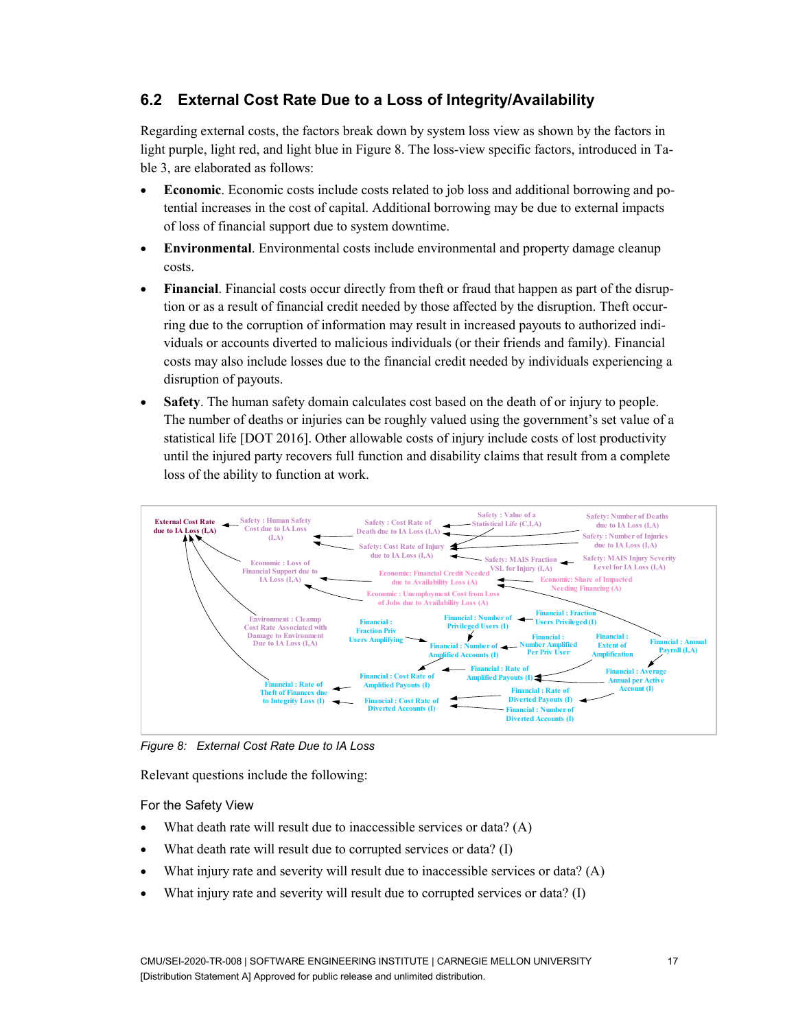## 6.2 External Cost Rate Due to a Loss of Integrity/Availability

Regarding external costs, the factors break down by system loss view as shown by the factors in light purple, light red, and light blue in Figure 8. The loss-view specific factors, introduced in Table 3, are elaborated as follows:

- **Economic**. Economic costs include costs related to job loss and additional borrowing and potential increases in the cost of capital. Additional borrowing may be due to external impacts of loss of financial support due to system downtime.
- **Environmental**. Environmental costs include environmental and property damage cleanup costs.
- **Financial**. Financial costs occur directly from theft or fraud that happen as part of the disruption or as a result of financial credit needed by those affected by the disruption. Theft occurring due to the corruption of information may result in increased payouts to authorized individuals or accounts diverted to malicious individuals (or their friends and family). Financial costs may also include losses due to the financial credit needed by individuals experiencing a disruption of payouts.
- **Safety**. The human safety domain calculates cost based on the death of or injury to people. The number of deaths or injuries can be roughly valued using the government's set value of a statistical life [DOT 2016]. Other allowable costs of injury include costs of lost productivity until the injured party recovers full function and disability claims that result from a complete loss of the ability to function at work.

*Figure 8: External Cost Rate Due to IA Loss*

Relevant questions include the following:

For the Safety View

- What death rate will result due to inaccessible services or data? (A)
- What death rate will result due to corrupted services or data? (I)
- What injury rate and severity will result due to inaccessible services or data? (A)
- What injury rate and severity will result due to corrupted services or data? (I)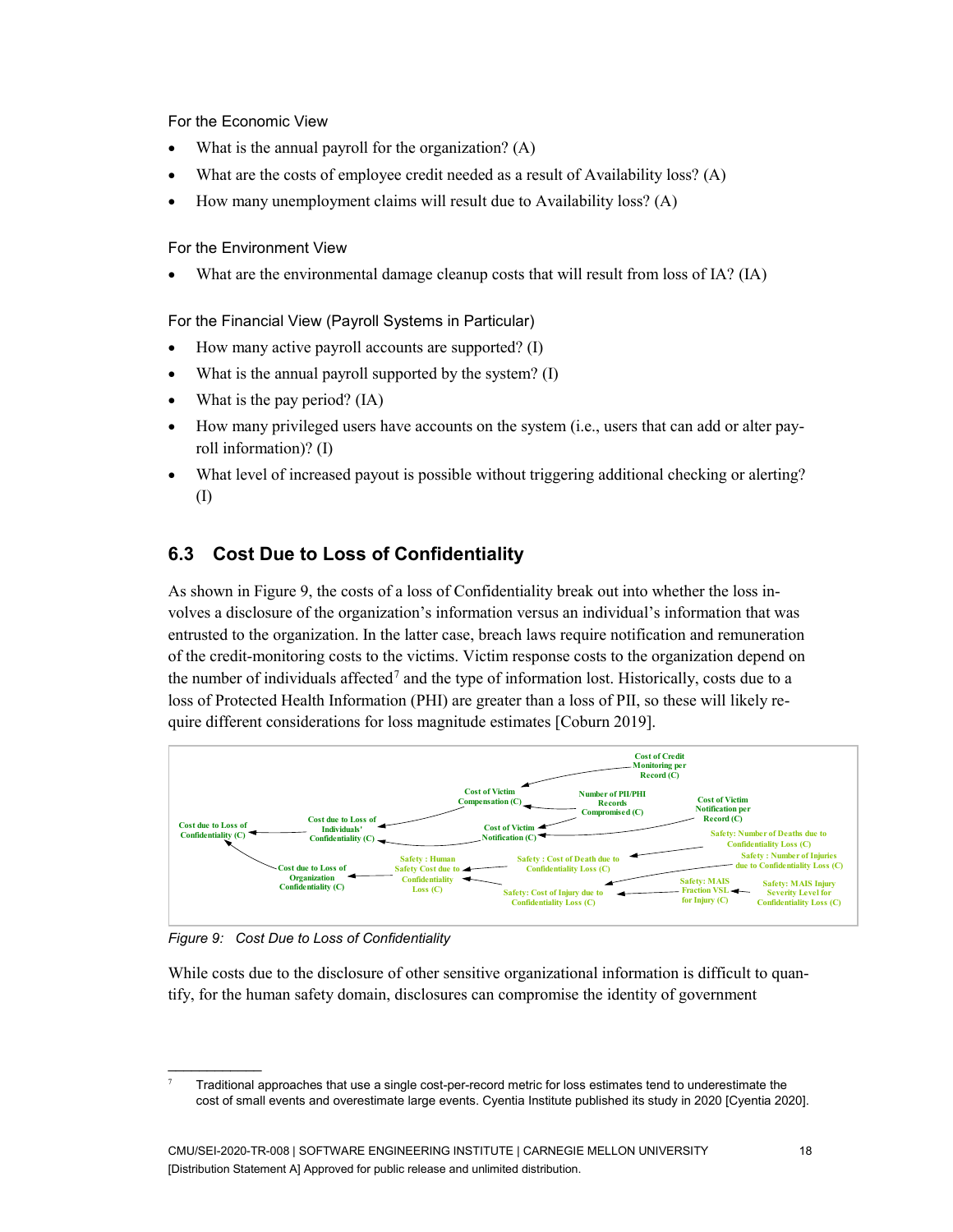For the Economic View

- What is the annual payroll for the organization? (A)
- What are the costs of employee credit needed as a result of Availability loss? (A)
- How many unemployment claims will result due to Availability loss? (A)

For the Environment View

- What are the environmental damage cleanup costs that will result from loss of IA? (IA)

For the Financial View (Payroll Systems in Particular)

- How many active payroll accounts are supported? (I)
- What is the annual payroll supported by the system? (I)
- What is the pay period? (IA)
- How many privileged users have accounts on the system (i.e., users that can add or alter payroll information)? (I)
- What level of increased payout is possible without triggering additional checking or alerting? (I)

## 6.3 Cost Due to Loss of Confidentiality

As shown in Figure 9, the costs of a loss of Confidentiality break out into whether the loss involves a disclosure of the organization's information versus an individual's information that was entrusted to the organization. In the latter case, breach laws require notification and remuneration of the credit-monitoring costs to the victims. Victim response costs to the organization depend on the number of individuals affected[7] and the type of information lost. Historically, costs due to a loss of Protected Health Information (PHI) are greater than a loss of PII, so these will likely require different considerations for loss magnitude estimates [Coburn 2019].

*Figure 9: Cost Due to Loss of Confidentiality*

While costs due to the disclosure of other sensitive organizational information is difficult to quantify, for the human safety domain, disclosures can compromise the identity of government

[7] Traditional approaches that use a single cost-per-record metric for loss estimates tend to underestimate the cost of small events and overestimate large events. Cyentia Institute published its study in 2020 [Cyentia 2020].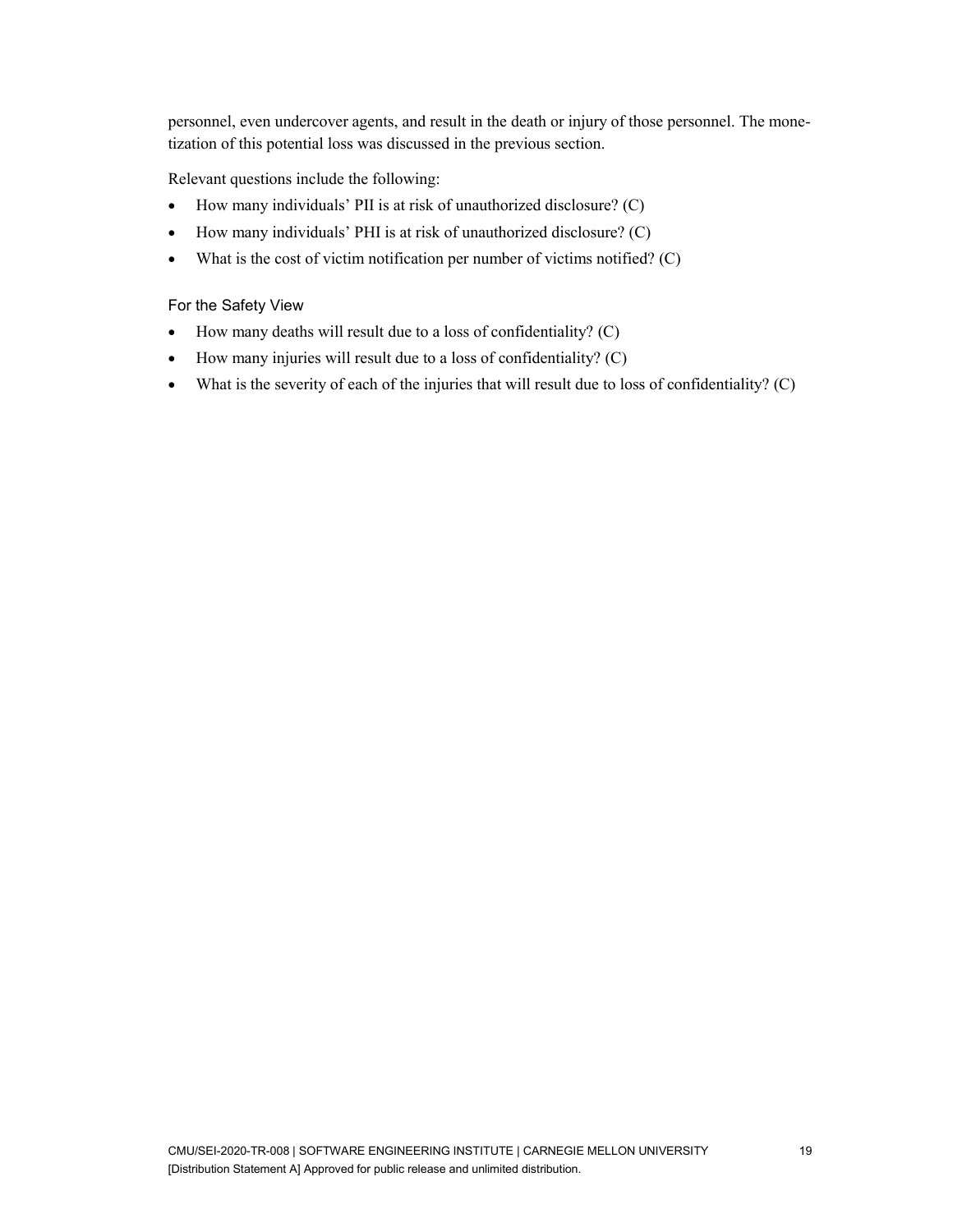personnel, even undercover agents, and result in the death or injury of those personnel. The monetization of this potential loss was discussed in the previous section.

Relevant questions include the following:

- How many individuals' PII is at risk of unauthorized disclosure? (C)
- How many individuals' PHI is at risk of unauthorized disclosure? (C)
- What is the cost of victim notification per number of victims notified? (C)

#### For the Safety View

- How many deaths will result due to a loss of confidentiality? (C)
- How many injuries will result due to a loss of confidentiality? (C)
- What is the severity of each of the injuries that will result due to loss of confidentiality? (C)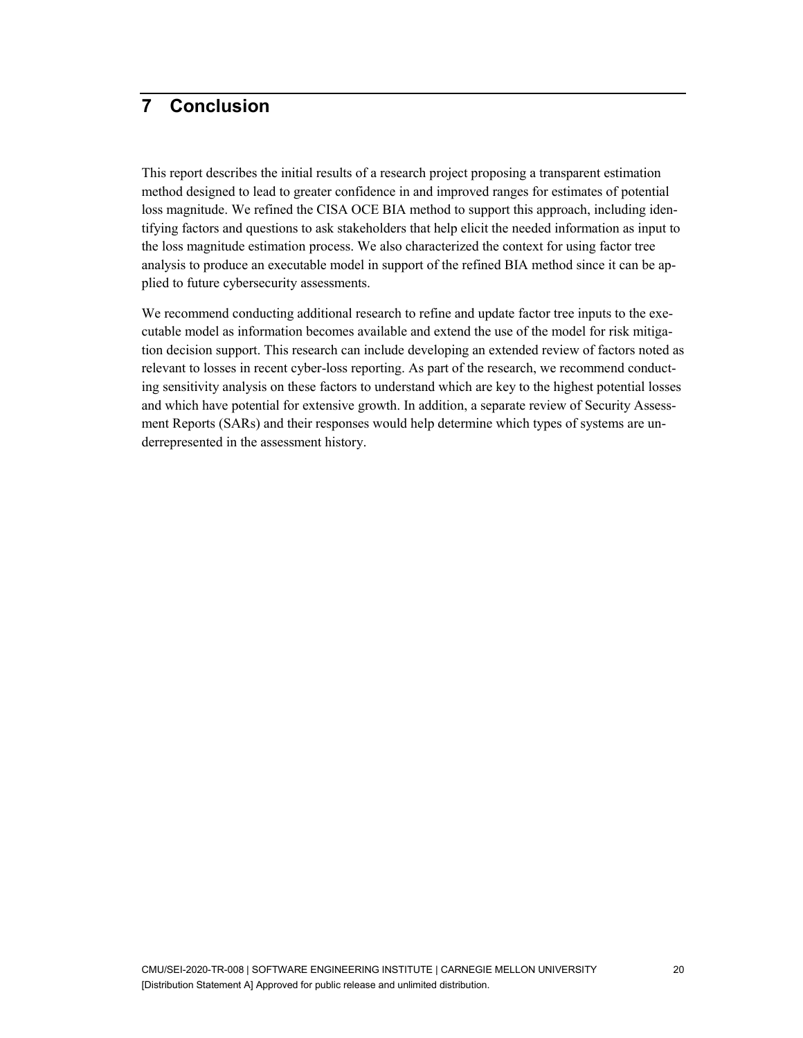# 7 Conclusion

This report describes the initial results of a research project proposing a transparent estimation method designed to lead to greater confidence in and improved ranges for estimates of potential loss magnitude. We refined the CISA OCE BIA method to support this approach, including identifying factors and questions to ask stakeholders that help elicit the needed information as input to the loss magnitude estimation process. We also characterized the context for using factor tree analysis to produce an executable model in support of the refined BIA method since it can be applied to future cybersecurity assessments.

We recommend conducting additional research to refine and update factor tree inputs to the executable model as information becomes available and extend the use of the model for risk mitigation decision support. This research can include developing an extended review of factors noted as relevant to losses in recent cyber-loss reporting. As part of the research, we recommend conducting sensitivity analysis on these factors to understand which are key to the highest potential losses and which have potential for extensive growth. In addition, a separate review of Security Assessment Reports (SARs) and their responses would help determine which types of systems are underrepresented in the assessment history.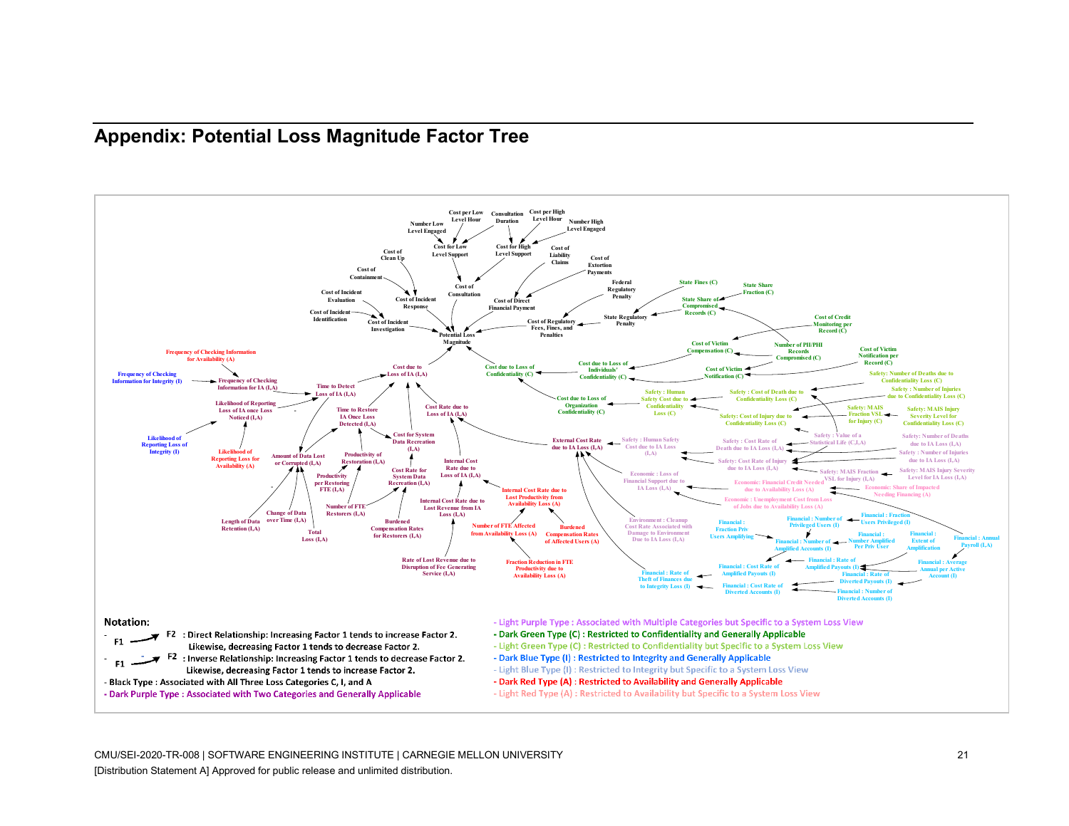# Appendix: Potential Loss Magnitude Factor Tree

Notation:

- F1 → F2 : Direct Relationship: Increasing Factor 1 tends to increase Factor 2. Likewise, decreasing Factor 1 tends to decrease Factor 2.
- F1 –→ F2 : Inverse Relationship: Increasing Factor 1 tends to decrease Factor 2. Likewise, decreasing Factor 1 tends to increase Factor 2.
- Black Type : Associated with All Three Loss Categories C, I, and A
- Dark Purple Type : Associated with Two Categories and Generally Applicable
- Light Purple Type : Associated with Multiple Categories but Specific to a System Loss View
- Dark Green Type (C) : Restricted to Confidentiality and Generally Applicable
- Light Green Type (C) : Restricted to Confidentiality but Specific to a System Loss View
- Dark Blue Type (I) : Restricted to Integrity and Generally Applicable
- Light Blue Type (I) : Restricted to Integrity but Specific to a System Loss View
- Dark Red Type (A) : Restricted to Availability and Generally Applicable
- Light Red Type (A) : Restricted to Availability but Specific to a System Loss View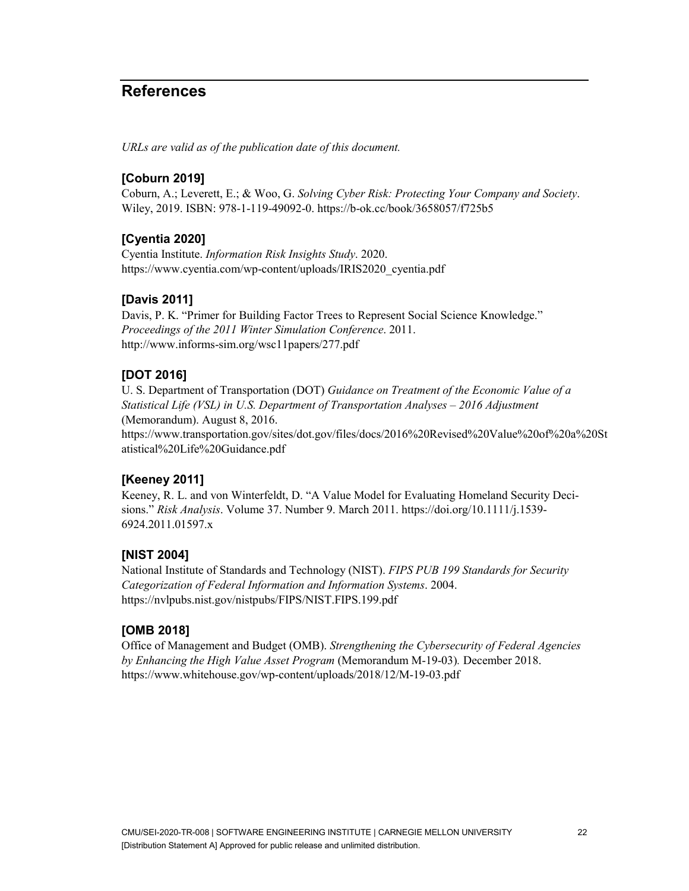# References

*URLs are valid as of the publication date of this document.*

### [Coburn 2019]

Coburn, A.; Leverett, E.; & Woo, G. *Solving Cyber Risk: Protecting Your Company and Society*. Wiley, 2019. ISBN: 978-1-119-49092-0. https://b-ok.cc/book/3658057/f725b5

### [Cyentia 2020]

Cyentia Institute. *Information Risk Insights Study*. 2020. https://www.cyentia.com/wp-content/uploads/IRIS2020_cyentia.pdf

### [Davis 2011]

Davis, P. K. "Primer for Building Factor Trees to Represent Social Science Knowledge." *Proceedings of the 2011 Winter Simulation Conference*. 2011. http://www.informs-sim.org/wsc11papers/277.pdf

### [DOT 2016]

U. S. Department of Transportation (DOT) *Guidance on Treatment of the Economic Value of a Statistical Life (VSL) in U.S. Department of Transportation Analyses – 2016 Adjustment* (Memorandum). August 8, 2016. https://www.transportation.gov/sites/dot.gov/files/docs/2016%20Revised%20Value%20of%20a%20Statistical%20Life%20Guidance.pdf

### [Keeney 2011]

Keeney, R. L. and von Winterfeldt, D. "A Value Model for Evaluating Homeland Security Decisions." *Risk Analysis*. Volume 37. Number 9. March 2011. https://doi.org/10.1111/j.1539-6924.2011.01597.x

### [NIST 2004]

National Institute of Standards and Technology (NIST). *FIPS PUB 199 Standards for Security Categorization of Federal Information and Information Systems*. 2004. https://nvlpubs.nist.gov/nistpubs/FIPS/NIST.FIPS.199.pdf

### [OMB 2018]

Office of Management and Budget (OMB). *Strengthening the Cybersecurity of Federal Agencies by Enhancing the High Value Asset Program* (Memorandum M-19-03). December 2018. https://www.whitehouse.gov/wp-content/uploads/2018/12/M-19-03.pdf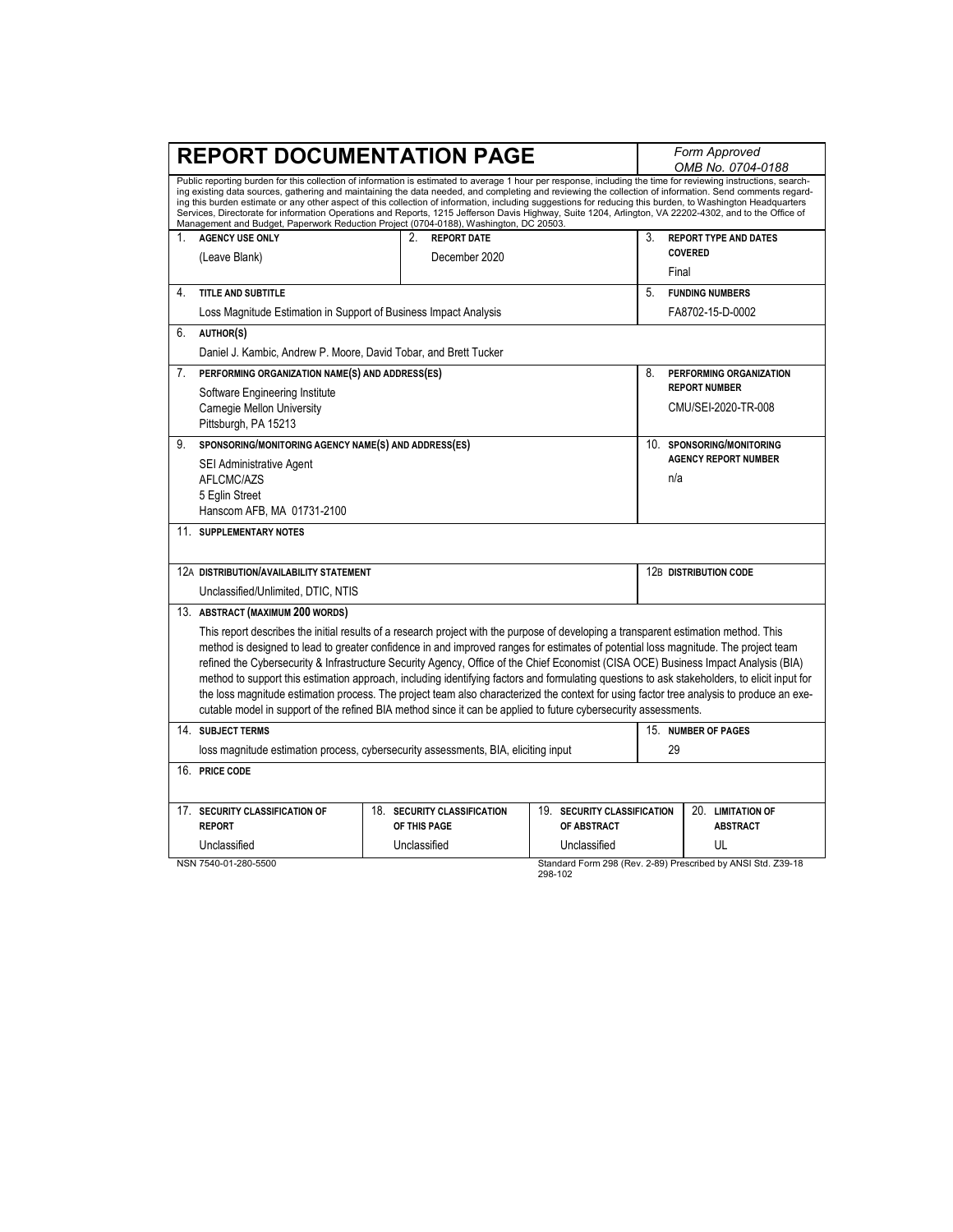# REPORT DOCUMENTATION PAGE

*Form Approved*
*OMB No. 0704-0188*

Public reporting burden for this collection of information is estimated to average 1 hour per response, including the time for reviewing instructions, searching existing data sources, gathering and maintaining the data needed, and completing and reviewing the collection of information. Send comments regarding this burden estimate or any other aspect of this collection of information, including suggestions for reducing this burden, to Washington Headquarters Services, Directorate for information Operations and Reports, 1215 Jefferson Davis Highway, Suite 1204, Arlington, VA 22202-4302, and to the Office of Management and Budget, Paperwork Reduction Project (0704-0188), Washington, DC 20503.

| | | |
|---|---|---|
| 1. **AGENCY USE ONLY**<br>(Leave Blank) | 2. **REPORT DATE**<br>December 2020 | 3. **REPORT TYPE AND DATES COVERED**<br>Final |

| | |
|---|---|
| 4. **TITLE AND SUBTITLE**<br>Loss Magnitude Estimation in Support of Business Impact Analysis | 5. **FUNDING NUMBERS**<br>FA8702-15-D-0002 |

6. **AUTHOR(S)**
Daniel J. Kambic, Andrew P. Moore, David Tobar, and Brett Tucker

| | |
|---|---|
| 7. **PERFORMING ORGANIZATION NAME(S) AND ADDRESS(ES)**<br>Software Engineering Institute<br>Carnegie Mellon University<br>Pittsburgh, PA 15213 | 8. **PERFORMING ORGANIZATION REPORT NUMBER**<br>CMU/SEI-2020-TR-008 |
| 9. **SPONSORING/MONITORING AGENCY NAME(S) AND ADDRESS(ES)**<br>SEI Administrative Agent<br>AFLCMC/AZS<br>5 Eglin Street<br>Hanscom AFB, MA 01731-2100 | 10. **SPONSORING/MONITORING AGENCY REPORT NUMBER**<br>n/a |

11. **SUPPLEMENTARY NOTES**

| | |
|---|---|
| 12A **DISTRIBUTION/AVAILABILITY STATEMENT**<br>Unclassified/Unlimited, DTIC, NTIS | 12B **DISTRIBUTION CODE** |

13. **ABSTRACT (MAXIMUM 200 WORDS)**

This report describes the initial results of a research project with the purpose of developing a transparent estimation method. This method is designed to lead to greater confidence in and improved ranges for estimates of potential loss magnitude. The project team refined the Cybersecurity & Infrastructure Security Agency, Office of the Chief Economist (CISA OCE) Business Impact Analysis (BIA) method to support this estimation approach, including identifying factors and formulating questions to ask stakeholders, to elicit input for the loss magnitude estimation process. The project team also characterized the context for using factor tree analysis to produce an executable model in support of the refined BIA method since it can be applied to future cybersecurity assessments.

| | |
|---|---|
| 14. **SUBJECT TERMS**<br>loss magnitude estimation process, cybersecurity assessments, BIA, eliciting input | 15. **NUMBER OF PAGES**<br>29 |

16. **PRICE CODE**

| 17. SECURITY CLASSIFICATION OF REPORT | 18. SECURITY CLASSIFICATION OF THIS PAGE | 19. SECURITY CLASSIFICATION OF ABSTRACT | 20. LIMITATION OF ABSTRACT |
|---|---|---|---|
| Unclassified | Unclassified | Unclassified | UL |

NSN 7540-01-280-5500

Standard Form 298 (Rev. 2-89) Prescribed by ANSI Std. Z39-18
298-102